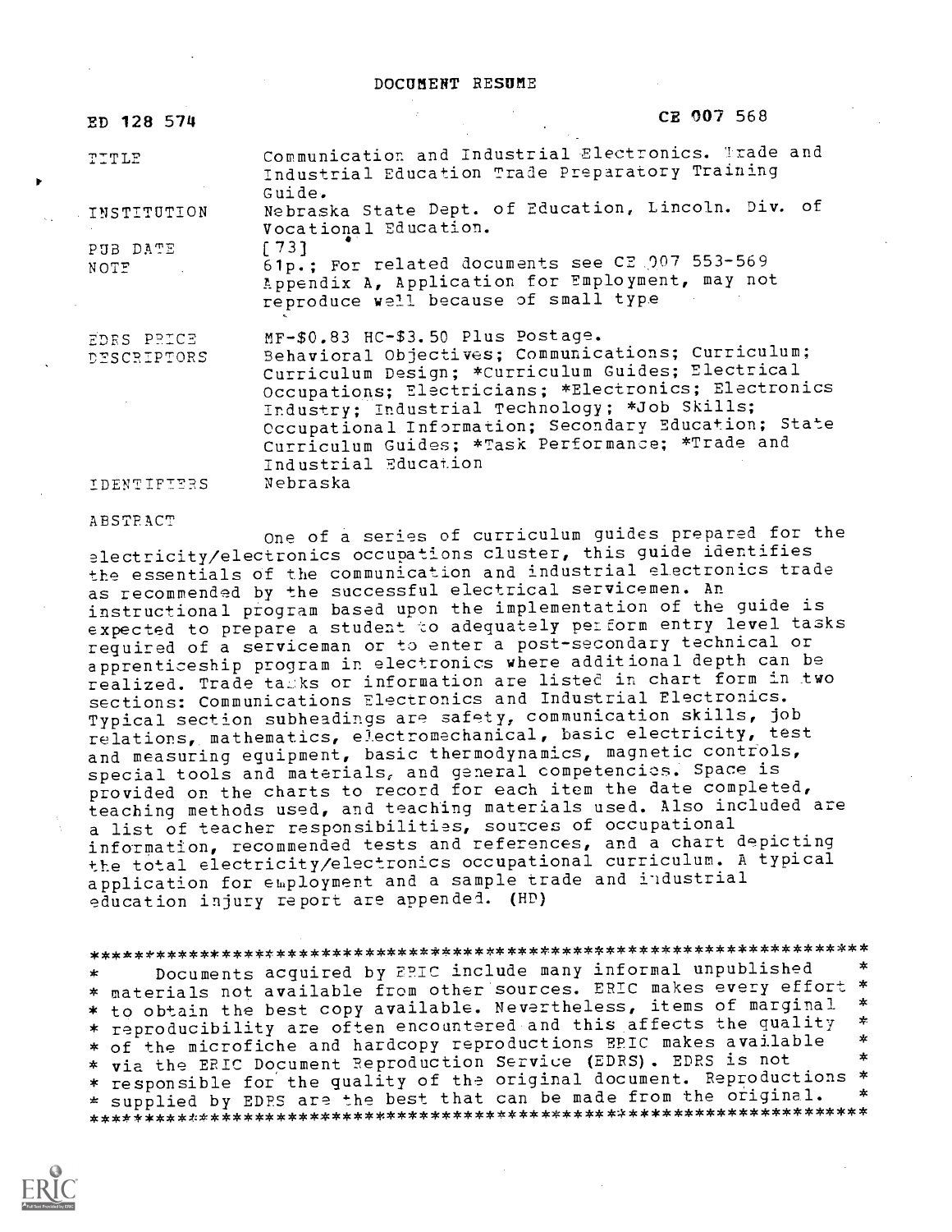# DOCUMENT RESUME

| | |
|---|---|
| ED 128 574 | CE 007 568 |
| TITLE | Communication and Industrial Electronics. Trade and Industrial Education Trade Preparatory Training Guide. |
| INSTITUTION | Nebraska State Dept. of Education, Lincoln. Div. of Vocational Education. |
| PUB DATE | [73] |
| NOTE | 61p.; For related documents see CE 007 553-569 Appendix A, Application for Employment, may not reproduce well because of small type |
| EDRS PRICE | MF-$0.83 HC-$3.50 Plus Postage. |
| DESCRIPTORS | Behavioral Objectives; Communications; Curriculum; Curriculum Design; *Curriculum Guides; Electrical Occupations; Electricians; *Electronics; Electronics Industry; Industrial Technology; *Job Skills; Occupational Information; Secondary Education; State Curriculum Guides; *Task Performance; *Trade and Industrial Education |
| IDENTIFIERS | Nebraska |

ABSTRACT

One of a series of curriculum guides prepared for the electricity/electronics occupations cluster, this guide identifies the essentials of the communication and industrial electronics trade as recommended by the successful electrical servicemen. An instructional program based upon the implementation of the guide is expected to prepare a student to adequately perform entry level tasks required of a serviceman or to enter a post-secondary technical or apprenticeship program in electronics where additional depth can be realized. Trade tasks or information are listed in chart form in two sections: Communications Electronics and Industrial Electronics. Typical section subheadings are safety, communication skills, job relations, mathematics, electromechanical, basic electricity, test and measuring equipment, basic thermodynamics, magnetic controls, special tools and materials, and general competencies. Space is provided on the charts to record for each item the date completed, teaching methods used, and teaching materials used. Also included are a list of teacher responsibilities, sources of occupational information, recommended tests and references, and a chart depicting the total electricity/electronics occupational curriculum. A typical application for employment and a sample trade and industrial education injury report are appended. (HD)

Documents acquired by ERIC include many informal unpublished materials not available from other sources. ERIC makes every effort to obtain the best copy available. Nevertheless, items of marginal reproducibility are often encountered and this affects the quality of the microfiche and hardcopy reproductions ERIC makes available via the ERIC Document Reproduction Service (EDRS). EDRS is not responsible for the quality of the original document. Reproductions supplied by EDRS are the best that can be made from the original.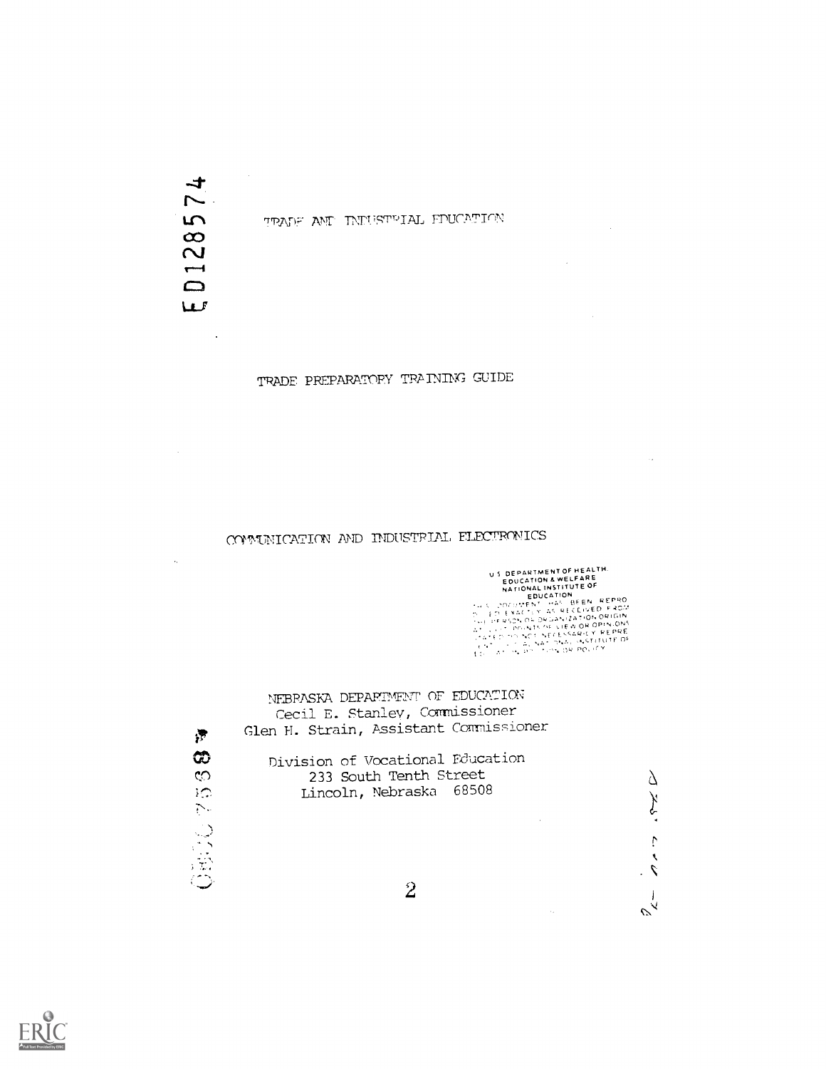ED128574

TRADE AND INDUSTRIAL EDUCATION

TRADE PREPARATORY TRAINING GUIDE

COMMUNICATION AND INDUSTRIAL ELECTRONICS

U.S. DEPARTMENT OF HEALTH, EDUCATION & WELFARE
NATIONAL INSTITUTE OF EDUCATION
THIS DOCUMENT HAS BEEN REPRODUCED EXACTLY AS RECEIVED FROM THE PERSON OR ORGANIZATION ORIGINATING IT. POINTS OF VIEW OR OPINIONS STATED DO NOT NECESSARILY REPRESENT OFFICIAL NATIONAL INSTITUTE OF EDUCATION POSITION OR POLICY.

NEBRASKA DEPARTMENT OF EDUCATION
Cecil E. Stanley, Commissioner
Glen H. Strain, Assistant Commissioner

Division of Vocational Education
233 South Tenth Street
Lincoln, Nebraska 68508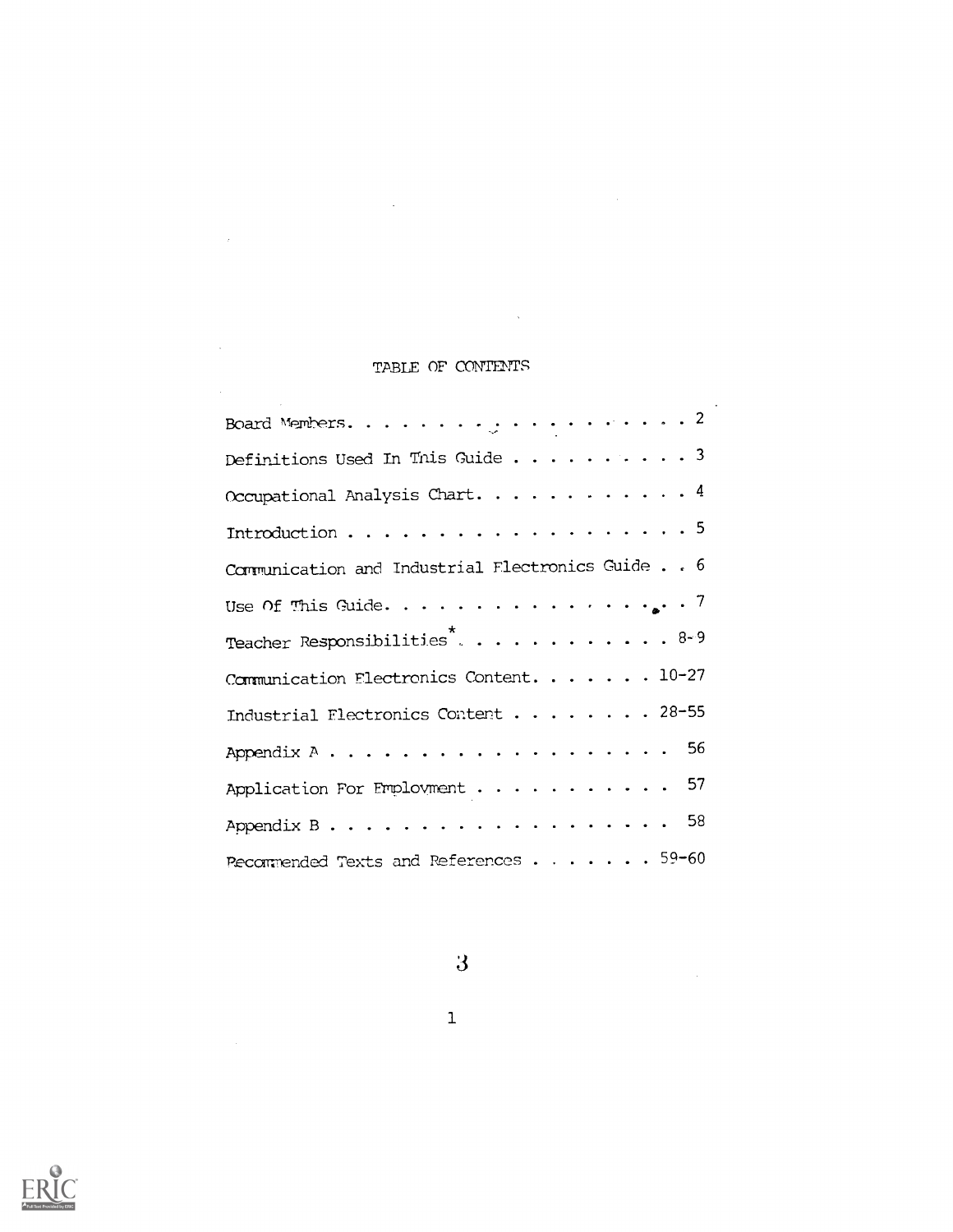# TABLE OF CONTENTS

| | |
|---|---|
| Board Members | 2 |
| Definitions Used In This Guide | 3 |
| Occupational Analysis Chart | 4 |
| Introduction | 5 |
| Communication and Industrial Electronics Guide | 6 |
| Use Of This Guide | 7 |
| Teacher Responsibilities* | 8-9 |
| Communication Electronics Content | 10-27 |
| Industrial Electronics Content | 28-55 |
| Appendix A | 56 |
| Application For Employment | 57 |
| Appendix B | 58 |
| Recommended Texts and References | 59-60 |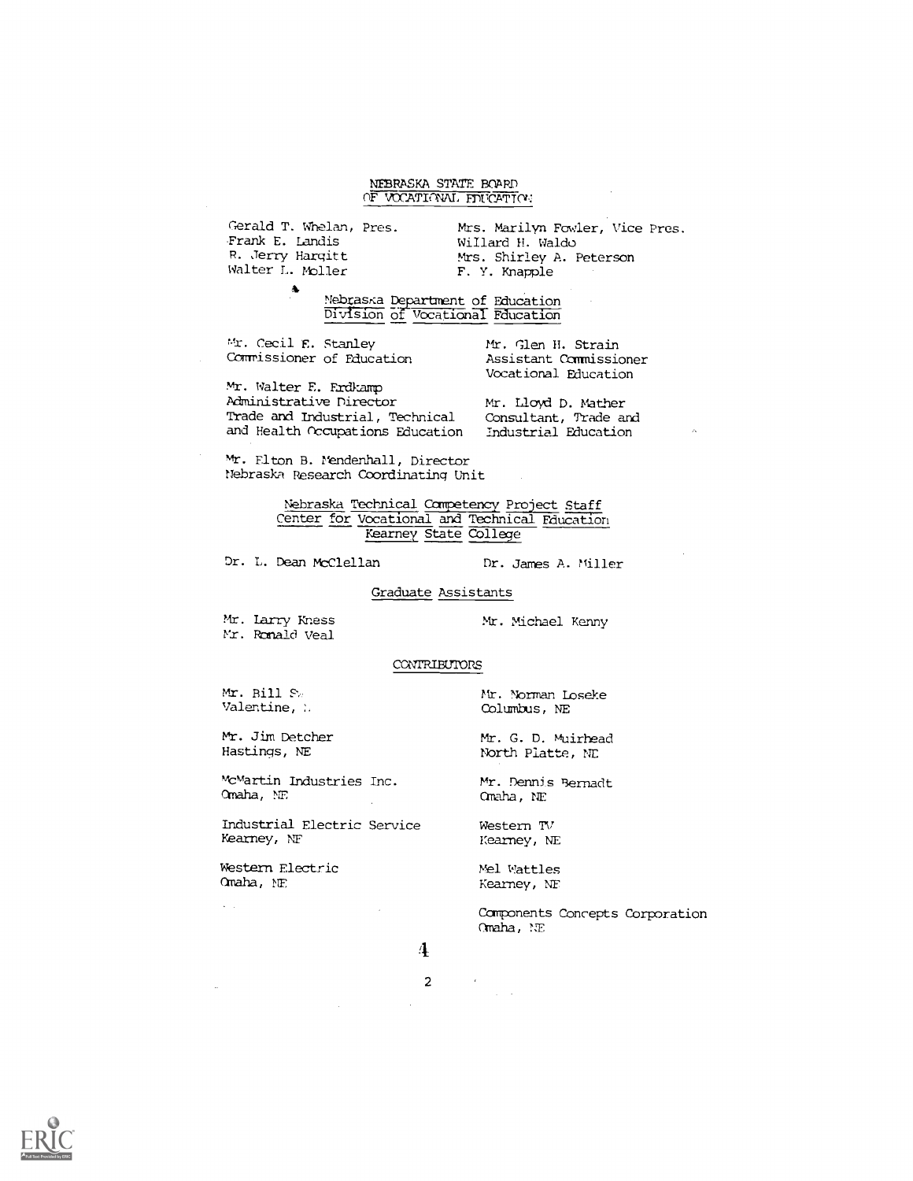NEBRASKA STATE BOARD
OF VOCATIONAL EDUCATION

Gerald T. Whelan, Pres.
Frank E. Landis
R. Jerry Hargitt
Walter L. Moller

Mrs. Marilyn Fowler, Vice Pres.
Willard H. Waldo
Mrs. Shirley A. Peterson
F. Y. Knapple

Nebraska Department of Education
Division of Vocational Education

Mr. Cecil E. Stanley
Commissioner of Education

Mr. Glen H. Strain
Assistant Commissioner
Vocational Education

Mr. Walter E. Erdkamp
Administrative Director
Trade and Industrial, Technical
and Health Occupations Education

Mr. Lloyd D. Mather
Consultant, Trade and
Industrial Education

Mr. Elton B. Mendenhall, Director
Nebraska Research Coordinating Unit

Nebraska Technical Competency Project Staff
Center for Vocational and Technical Education
Kearney State College

Dr. L. Dean McClellan

Dr. James A. Miller

Graduate Assistants

Mr. Larry Kness
Mr. Ronald Veal

Mr. Michael Kenny

CONTRIBUTORS

Mr. Bill S.
Valentine, N

Mr. Norman Loseke
Columbus, NE

Mr. Jim Detcher
Hastings, NE

Mr. G. D. Muirhead
North Platte, NE

McMartin Industries Inc.
Omaha, NE

Mr. Dennis Bernadt
Omaha, NE

Industrial Electric Service
Kearney, NE

Western TV
Kearney, NE

Western Electric
Omaha, NE

Mel Wattles
Kearney, NE

Components Concepts Corporation
Omaha, NE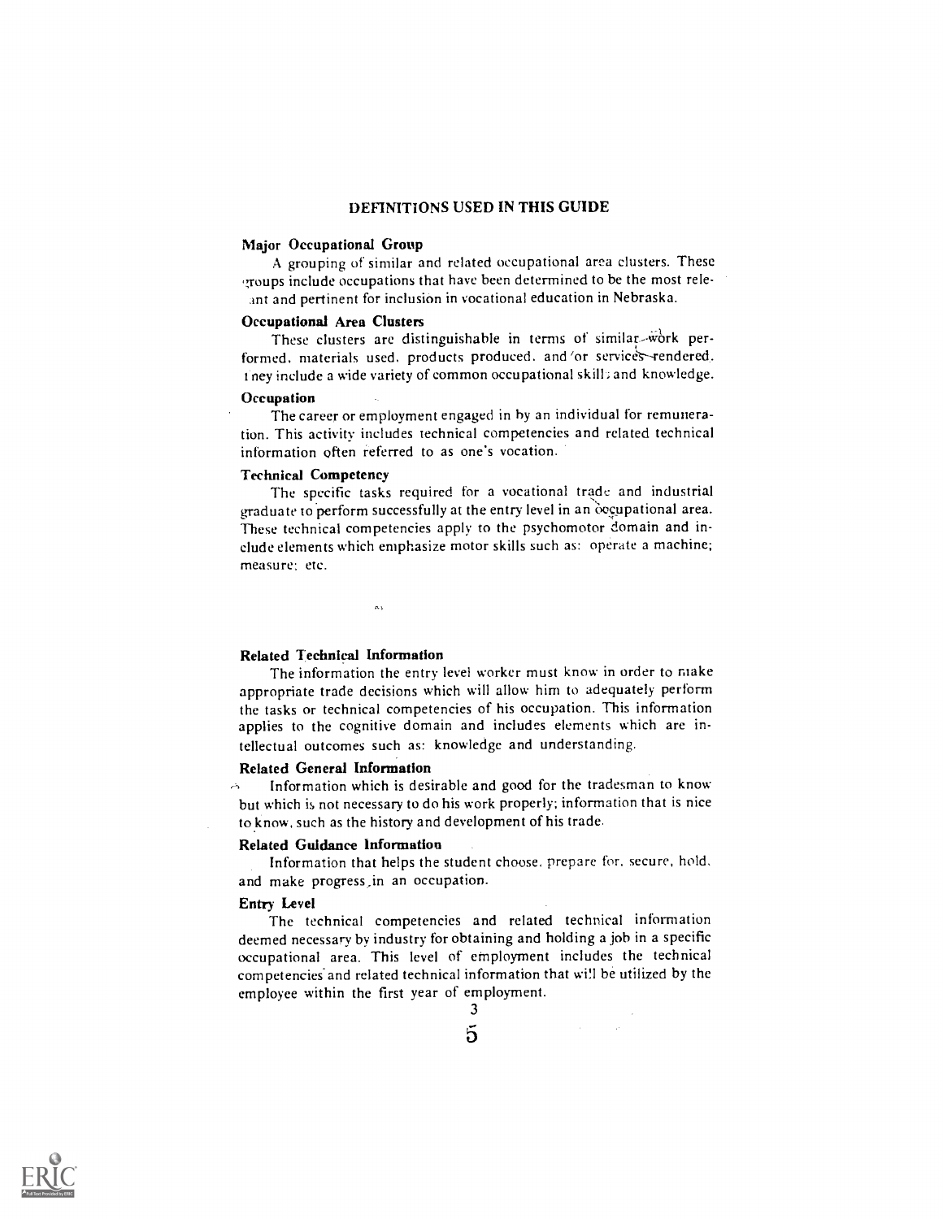# DEFINITIONS USED IN THIS GUIDE

**Major Occupational Group**

A grouping of similar and related occupational area clusters. These groups include occupations that have been determined to be the most relevant and pertinent for inclusion in vocational education in Nebraska.

**Occupational Area Clusters**

These clusters are distinguishable in terms of similar work performed, materials used, products produced, and/or services rendered. They include a wide variety of common occupational skills and knowledge.

**Occupation**

The career or employment engaged in by an individual for remuneration. This activity includes technical competencies and related technical information often referred to as one's vocation.

**Technical Competency**

The specific tasks required for a vocational trade and industrial graduate to perform successfully at the entry level in an occupational area. These technical competencies apply to the psychomotor domain and include elements which emphasize motor skills such as: operate a machine; measure; etc.

**Related Technical Information**

The information the entry level worker must know in order to make appropriate trade decisions which will allow him to adequately perform the tasks or technical competencies of his occupation. This information applies to the cognitive domain and includes elements which are intellectual outcomes such as: knowledge and understanding.

**Related General Information**

Information which is desirable and good for the tradesman to know but which is not necessary to do his work properly; information that is nice to know, such as the history and development of his trade.

**Related Guidance Information**

Information that helps the student choose, prepare for, secure, hold, and make progress in an occupation.

**Entry Level**

The technical competencies and related technical information deemed necessary by industry for obtaining and holding a job in a specific occupational area. This level of employment includes the technical competencies and related technical information that will be utilized by the employee within the first year of employment.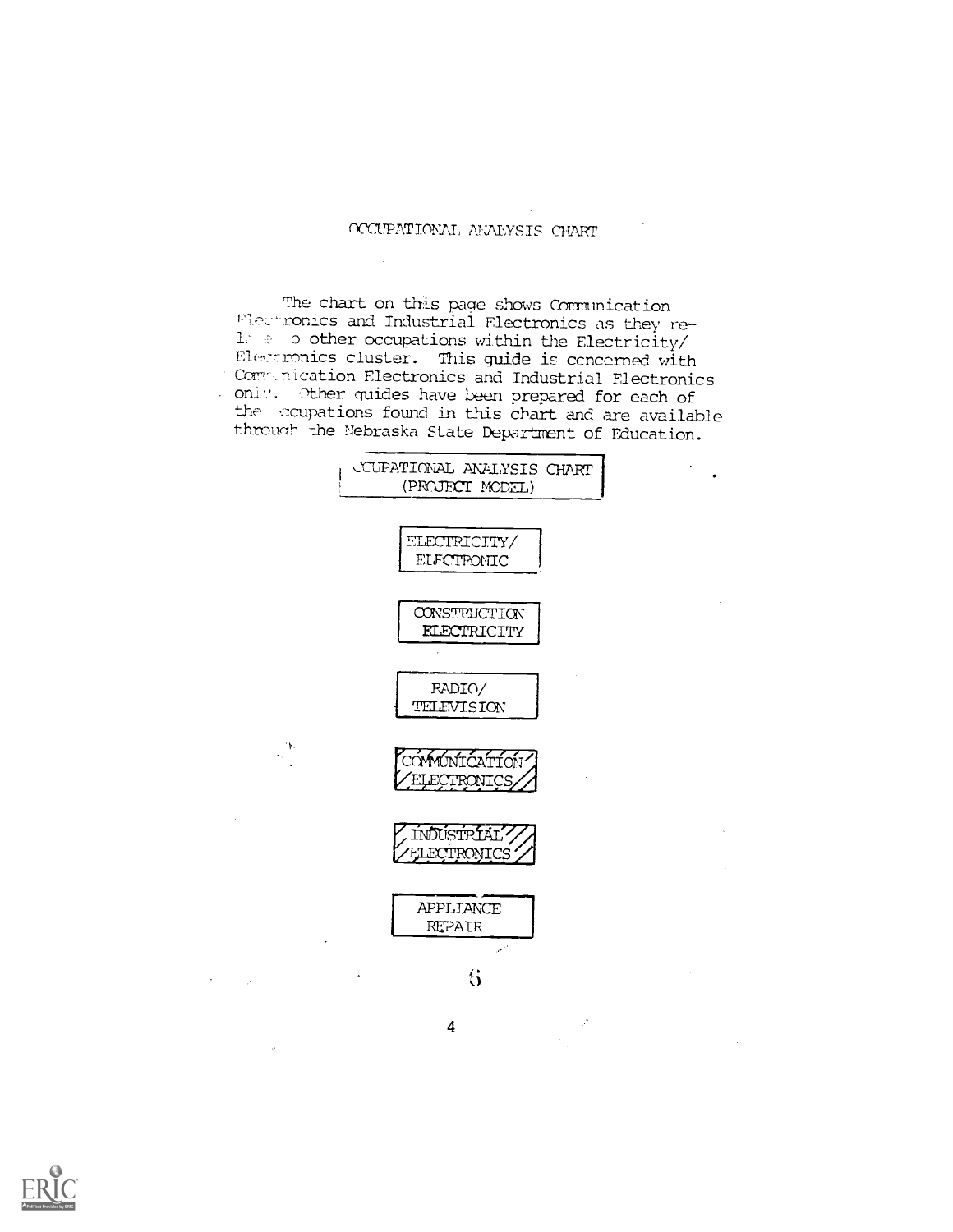# OCCUPATIONAL ANALYSIS CHART

The chart on this page shows Communication Electronics and Industrial Electronics as they relate to other occupations within the Electricity/Electronics cluster. This guide is concerned with Communication Electronics and Industrial Electronics only. Other guides have been prepared for each of the occupations found in this chart and are available through the Nebraska State Department of Education.

OCCUPATIONAL ANALYSIS CHART
(PROJECT MODEL)

- ELECTRICITY/ ELECTRONIC
- CONSTRUCTION ELECTRICITY
- RADIO/ TELEVISION
- COMMUNICATION ELECTRONICS
- INDUSTRIAL ELECTRONICS
- APPLIANCE REPAIR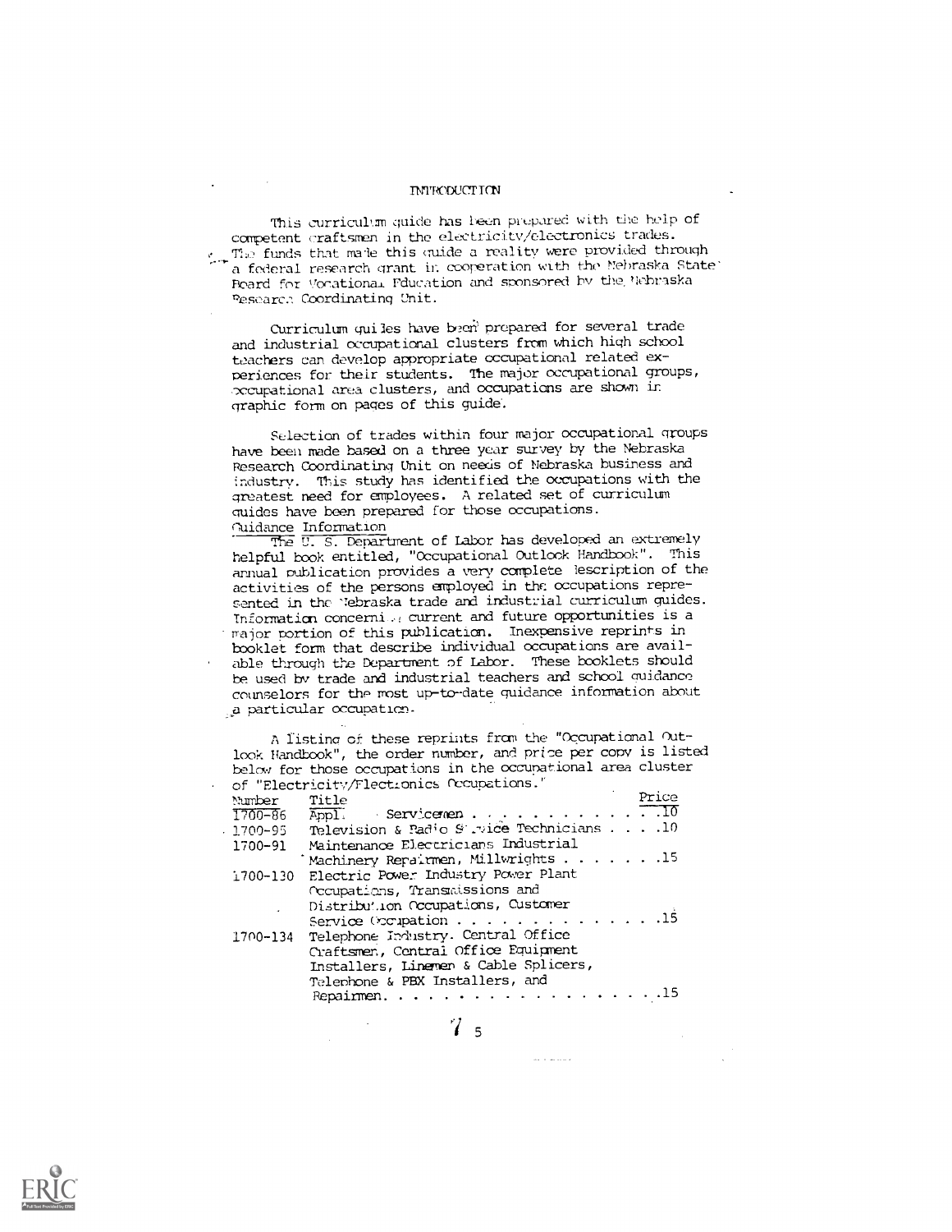# INTRODUCTION

This curriculum guide has been prepared with the help of competent craftsmen in the electricity/electronics trades. The funds that made this guide a reality were provided through a federal research grant in cooperation with the Nebraska State Board for Vocational Education and sponsored by the Nebraska Research Coordinating Unit.

Curriculum guides have been prepared for several trade and industrial occupational clusters from which high school teachers can develop appropriate occupational related experiences for their students. The major occupational groups, occupational area clusters, and occupations are shown in graphic form on pages of this guide.

Selection of trades within four major occupational groups have been made based on a three year survey by the Nebraska Research Coordinating Unit on needs of Nebraska business and industry. This study has identified the occupations with the greatest need for employees. A related set of curriculum guides have been prepared for those occupations.

## Guidance Information

The U. S. Department of Labor has developed an extremely helpful book entitled, "Occupational Outlook Handbook". This annual publication provides a very complete description of the activities of the persons employed in the occupations represented in the Nebraska trade and industrial curriculum guides. Information concerning current and future opportunities is a major portion of this publication. Inexpensive reprints in booklet form that describe individual occupations are available through the Department of Labor. These booklets should be used by trade and industrial teachers and school guidance counselors for the most up-to-date guidance information about a particular occupation.

A listing of these reprints from the "Occupational Outlook Handbook", the order number, and price per copy is listed below for those occupations in the occupational area cluster of "Electricity/Electronics Occupations."

| Number | Title | Price |
|---|---|---|
| 1700-86 | Appl. Servicemen | .10 |
| 1700-95 | Television & Radio Service Technicians | .10 |
| 1700-91 | Maintenance Electricians Industrial Machinery Repairmen, Millwrights | .15 |
| 1700-130 | Electric Power Industry Power Plant Occupations, Transmissions and Distribution Occupations, Customer Service Occupation | .15 |
| 1700-134 | Telephone Industry. Central Office Craftsmen, Central Office Equipment Installers, Linemen & Cable Splicers, Telephone & PBX Installers, and Repairmen. | .15 |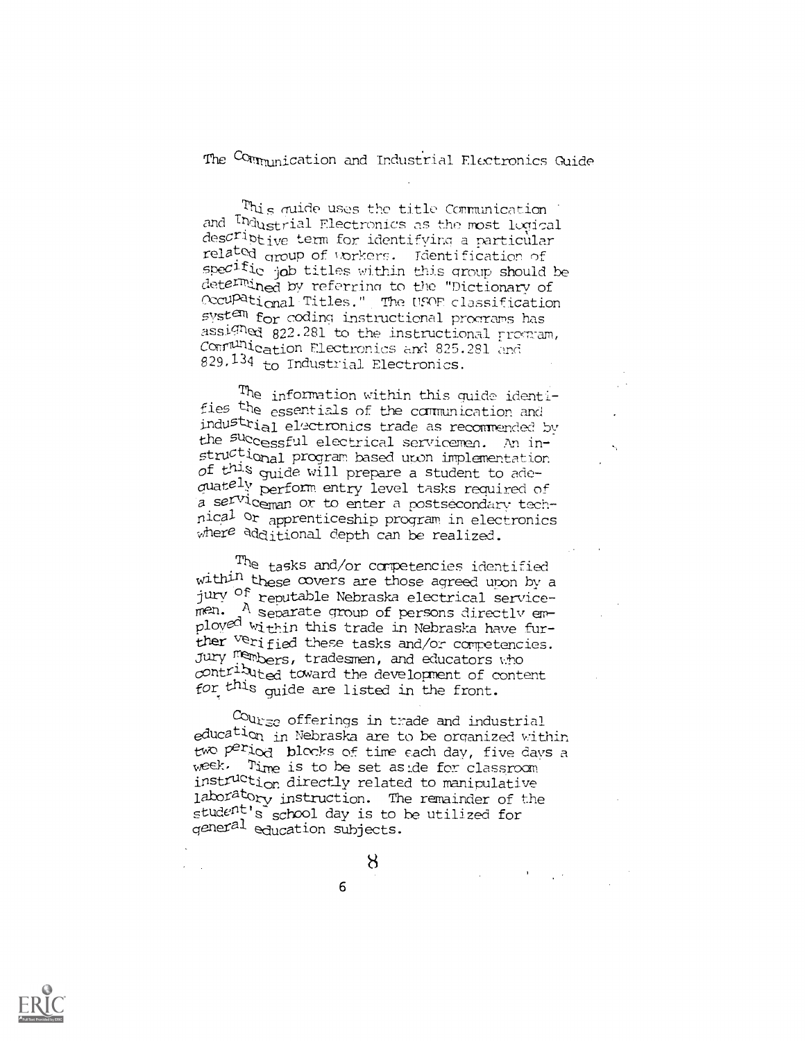# The Communication and Industrial Electronics Guide

This guide uses the title Communication and Industrial Electronics as the most logical descriptive term for identifying a particular related group of workers. Identification of specific job titles within this group should be determined by referring to the "Dictionary of Occupational Titles." The USOE classification system for coding instructional programs has assigned 822.281 to the instructional program, Communication Electronics and 825.281 and 829.134 to Industrial Electronics.

The information within this guide identifies the essentials of the communication and industrial electronics trade as recommended by the successful electrical servicemen. An instructional program based upon implementation of this guide will prepare a student to adequately perform entry level tasks required of a serviceman or to enter a postsecondary technical or apprenticeship program in electronics where additional depth can be realized.

The tasks and/or competencies identified within these covers are those agreed upon by a jury of reputable Nebraska electrical servicemen. A separate group of persons directly employed within this trade in Nebraska have further verified these tasks and/or competencies. Jury members, tradesmen, and educators who contributed toward the development of content for this guide are listed in the front.

Course offerings in trade and industrial education in Nebraska are to be organized within two period blocks of time each day, five days a week. Time is to be set aside for classroom instruction directly related to manipulative laboratory instruction. The remainder of the student's school day is to be utilized for general education subjects.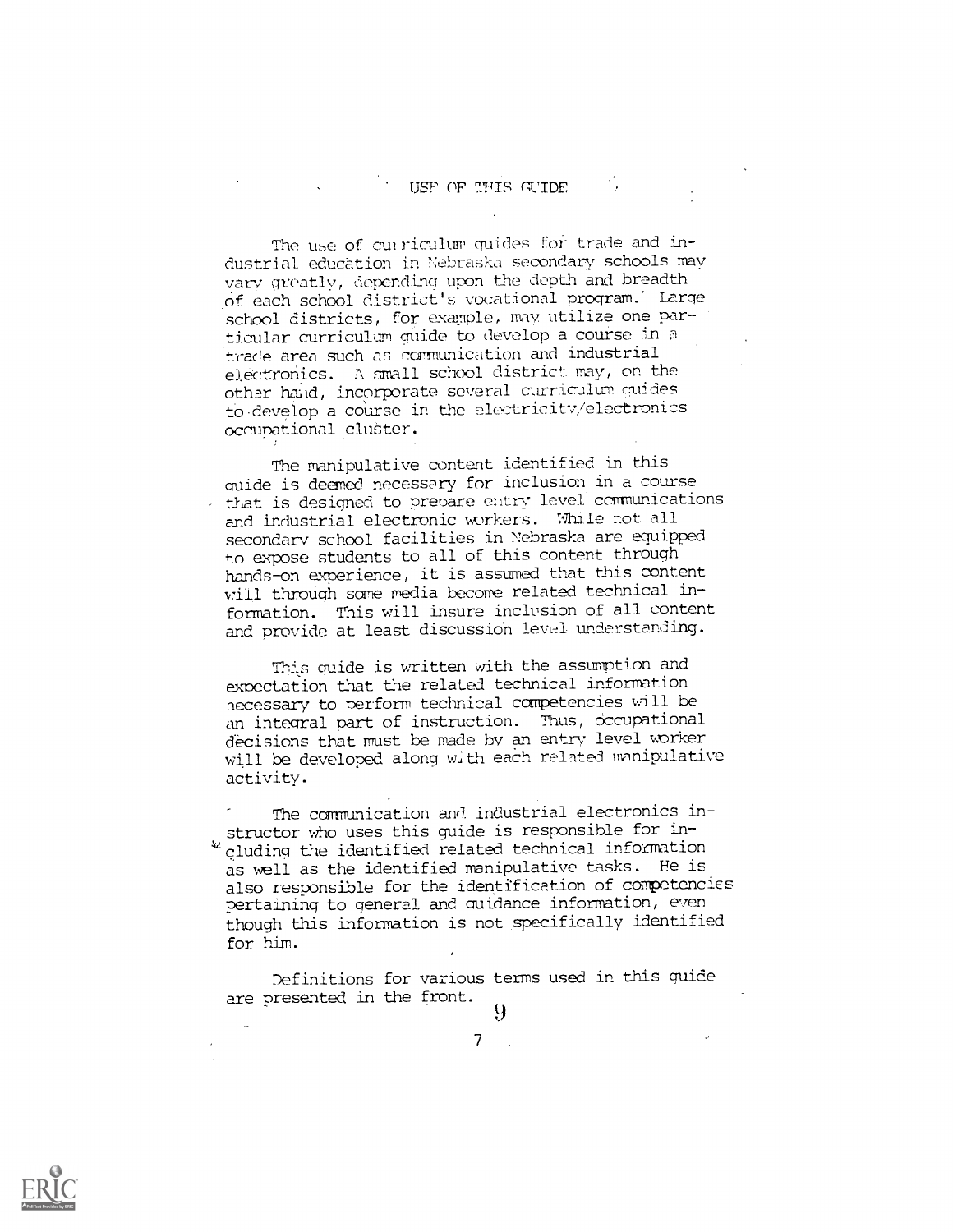# USE OF THIS GUIDE

The use of curriculum guides for trade and industrial education in Nebraska secondary schools may vary greatly, depending upon the depth and breadth of each school district's vocational program. Large school districts, for example, may utilize one particular curriculum guide to develop a course in a trade area such as communication and industrial electronics. A small school district may, on the other hand, incorporate several curriculum guides to develop a course in the electricity/electronics occupational cluster.

The manipulative content identified in this guide is deemed necessary for inclusion in a course that is designed to prepare entry level communications and industrial electronic workers. While not all secondary school facilities in Nebraska are equipped to expose students to all of this content through hands-on experience, it is assumed that this content will through some media become related technical information. This will insure inclusion of all content and provide at least discussion level understanding.

This guide is written with the assumption and expectation that the related technical information necessary to perform technical competencies will be an integral part of instruction. Thus, occupational decisions that must be made by an entry level worker will be developed along with each related manipulative activity.

The communication and industrial electronics instructor who uses this guide is responsible for including the identified related technical information as well as the identified manipulative tasks. He is also responsible for the identification of competencies pertaining to general and guidance information, even though this information is not specifically identified for him.

Definitions for various terms used in this guide are presented in the front.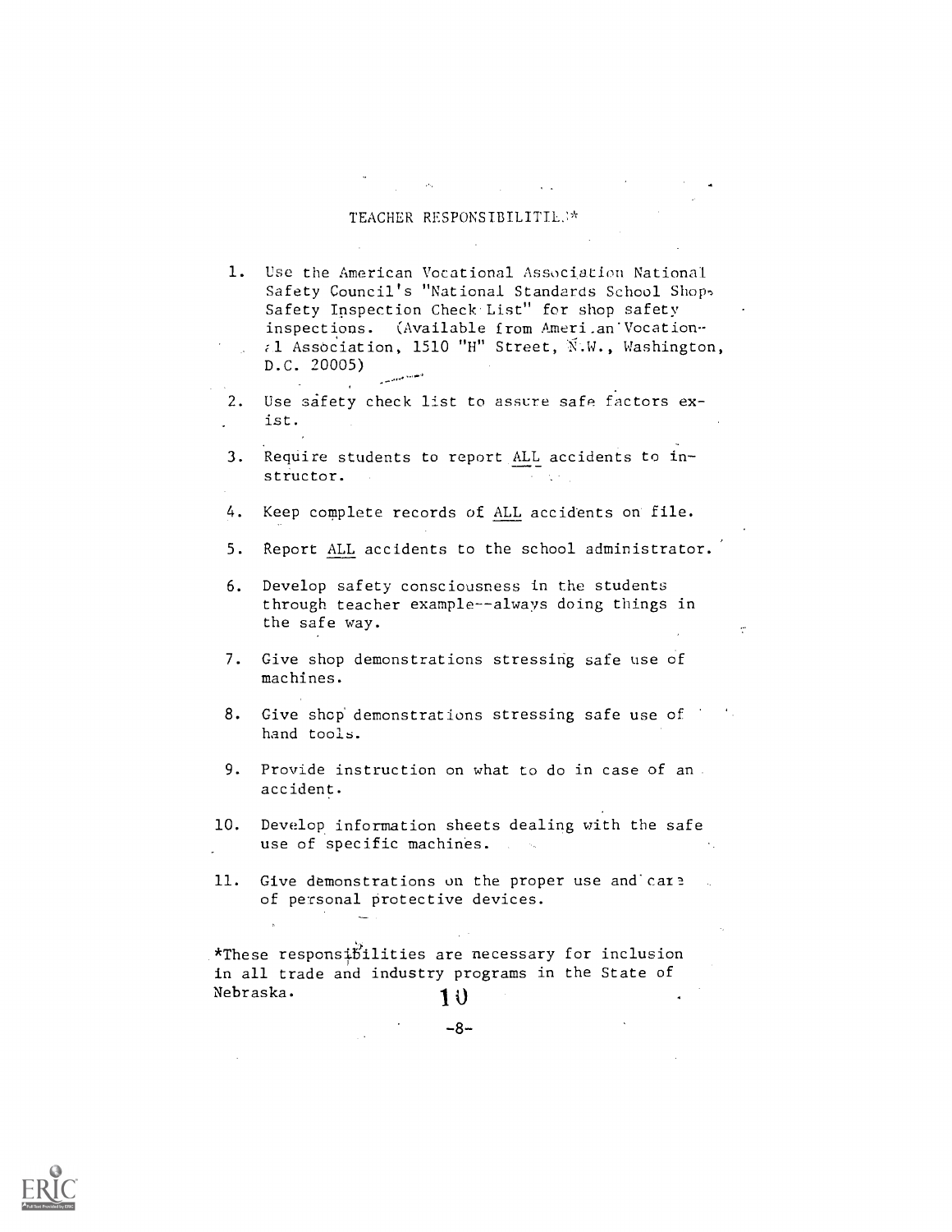## TEACHER RESPONSIBILITIES*

1. Use the American Vocational Association National Safety Council's "National Standards School Shop Safety Inspection Check List" for shop safety inspections. (Available from American Vocational Association, 1510 "H" Street, N.W., Washington, D.C. 20005)
2. Use safety check list to assure safe factors exist.
3. Require students to report ALL accidents to instructor.
4. Keep complete records of ALL accidents on file.
5. Report ALL accidents to the school administrator.
6. Develop safety consciousness in the students through teacher example--always doing things in the safe way.
7. Give shop demonstrations stressing safe use of machines.
8. Give shop demonstrations stressing safe use of hand tools.
9. Provide instruction on what to do in case of an accident.
10. Develop information sheets dealing with the safe use of specific machines.
11. Give demonstrations on the proper use and care of personal protective devices.

*These responsibilities are necessary for inclusion in all trade and industry programs in the State of Nebraska.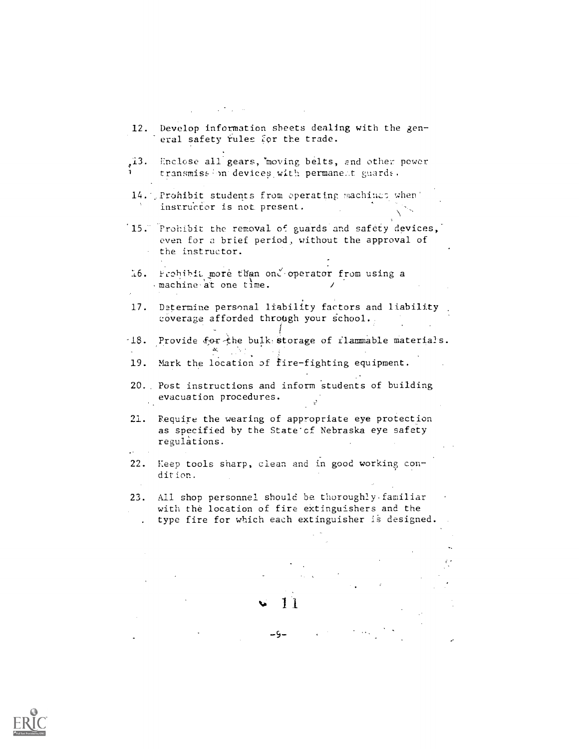12. Develop information sheets dealing with the general safety rules for the trade.

13. Enclose all gears, moving belts, and other power transmission devices with permanent guards.

14. Prohibit students from operating machines when instructor is not present.

15. Prohibit the removal of guards and safety devices, even for a brief period, without the approval of the instructor.

16. Prohibit more than one operator from using a machine at one time.

17. Determine personal liability factors and liability coverage afforded through your school.

18. Provide for the bulk storage of flammable materials.

19. Mark the location of fire-fighting equipment.

20. Post instructions and inform students of building evacuation procedures.

21. Require the wearing of appropriate eye protection as specified by the State of Nebraska eye safety regulations.

22. Keep tools sharp, clean and in good working condition.

23. All shop personnel should be thoroughly familiar with the location of fire extinguishers and the type fire for which each extinguisher is designed.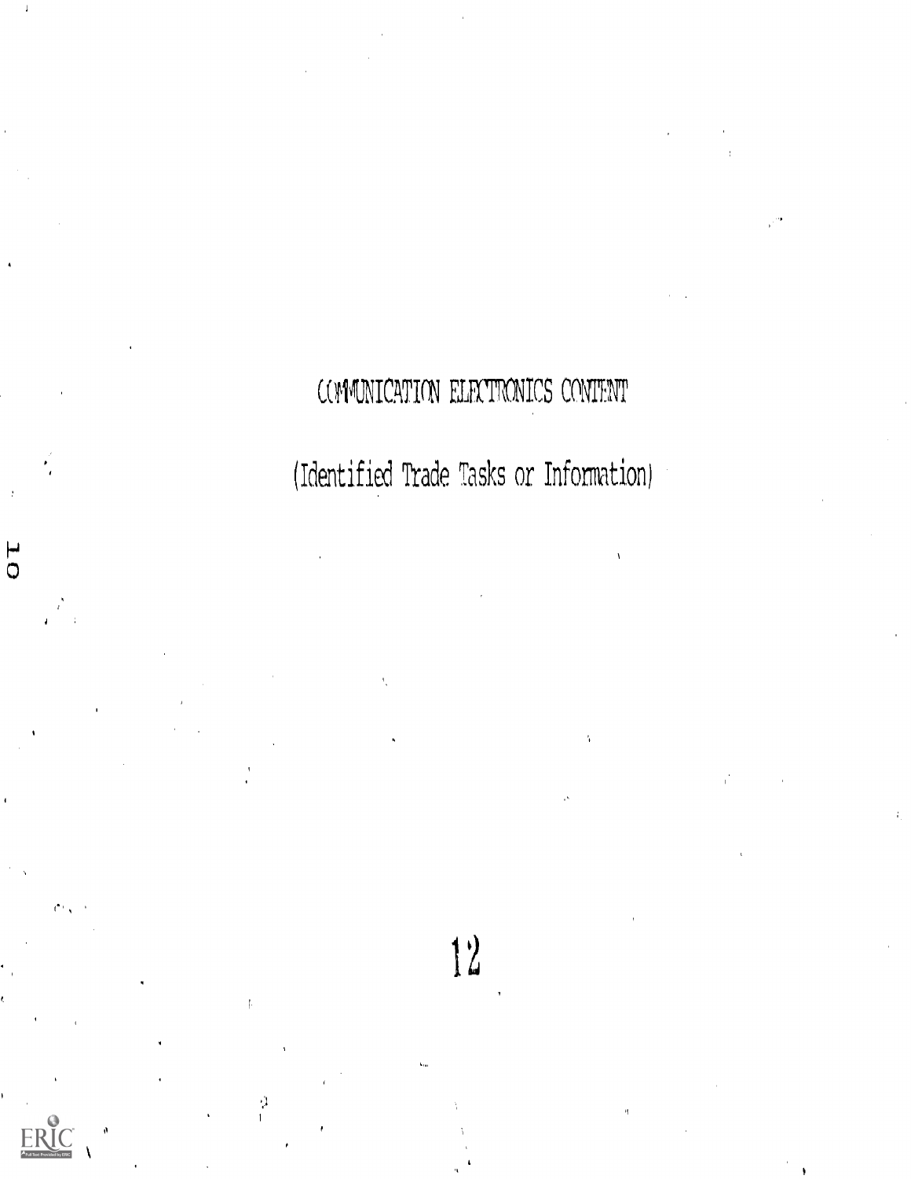# COMMUNICATION ELECTRONICS CONTENT

(Identified Trade Tasks or Information)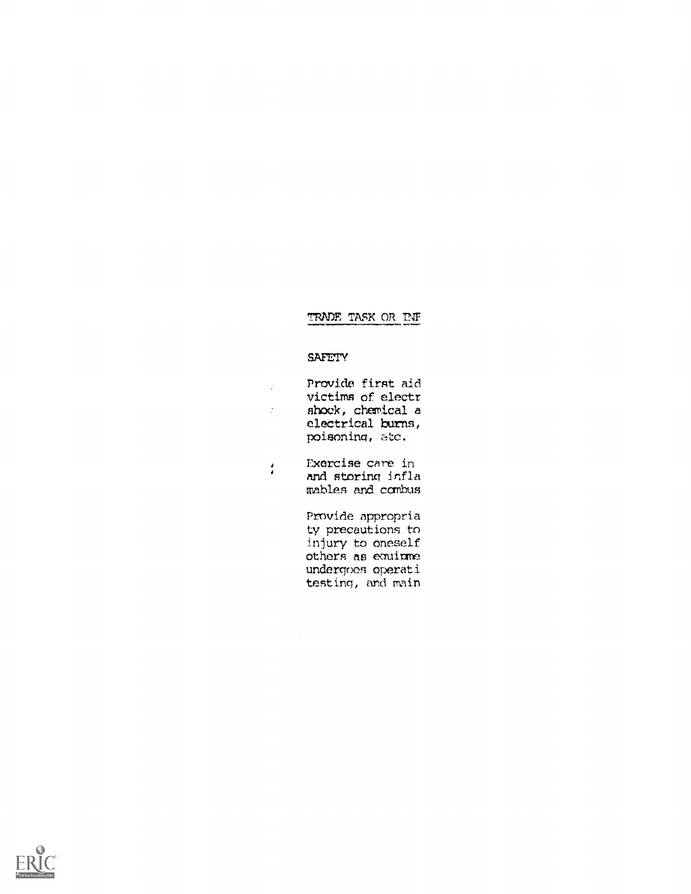TRADE TASK OR INF

SAFETY

Provide first aid
victims of electr
shock, chemical a
electrical burns,
poisoning, etc.

Exercise care in
and storing infla
mables and combus

Provide appropria
ty precautions to
injury to oneself
others as equipme
undergoes operati
testing, and main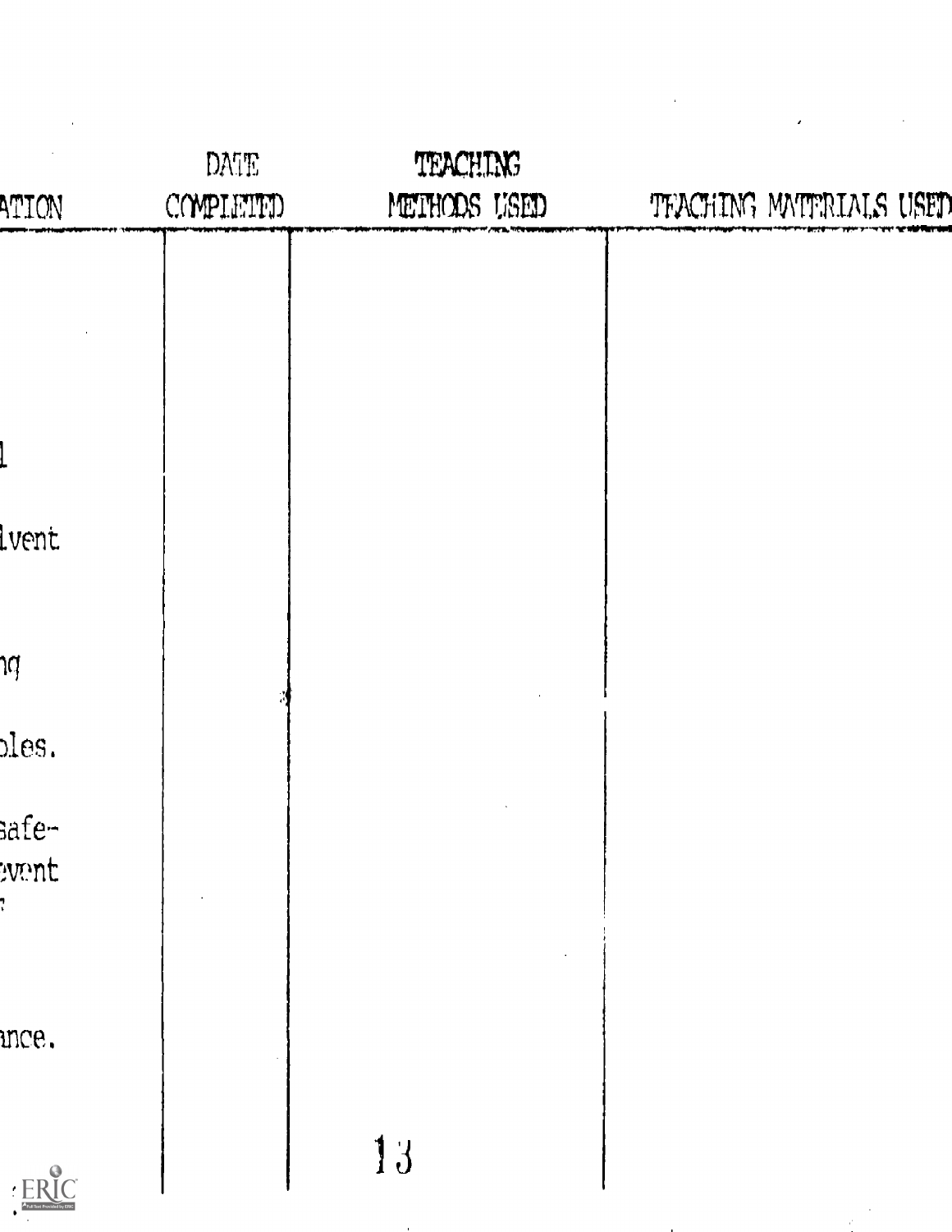| ATION | DATE COMPLETED | TEACHING METHODS USED | TEACHING MATERIALS USED |
| --- | --- | --- | --- |
| l | | | |
| lvent | | | |
| ng | | | |
| bles. | | | |
| safe- | | | |
| event | | | |
| ance. | | | |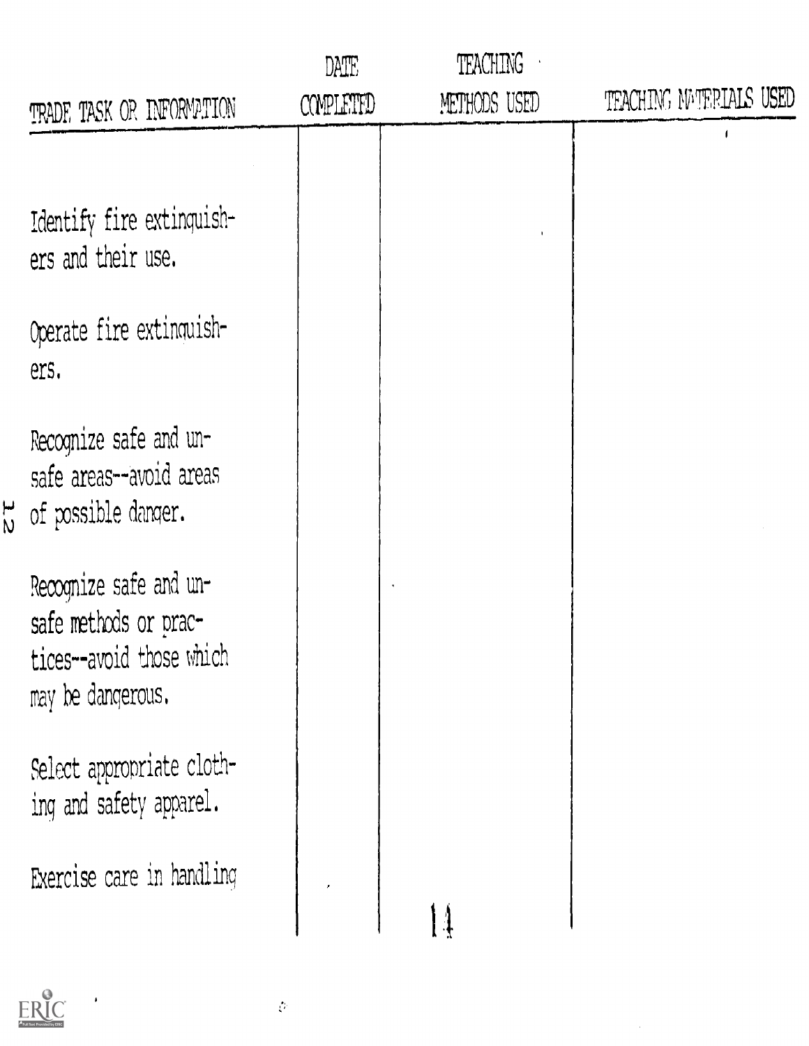| TRADE TASK OR INFORMATION | DATE COMPLETED | TEACHING METHODS USED | TEACHING MATERIALS USED |
|---|---|---|---|
| Identify fire extinguishers and their use. | | | |
| Operate fire extinguishers. | | | |
| Recognize safe and unsafe areas--avoid areas of possible danger. | | | |
| Recognize safe and unsafe methods or practices--avoid those which may be dangerous. | | | |
| Select appropriate clothing and safety apparel. | | | |
| Exercise care in handling | | | |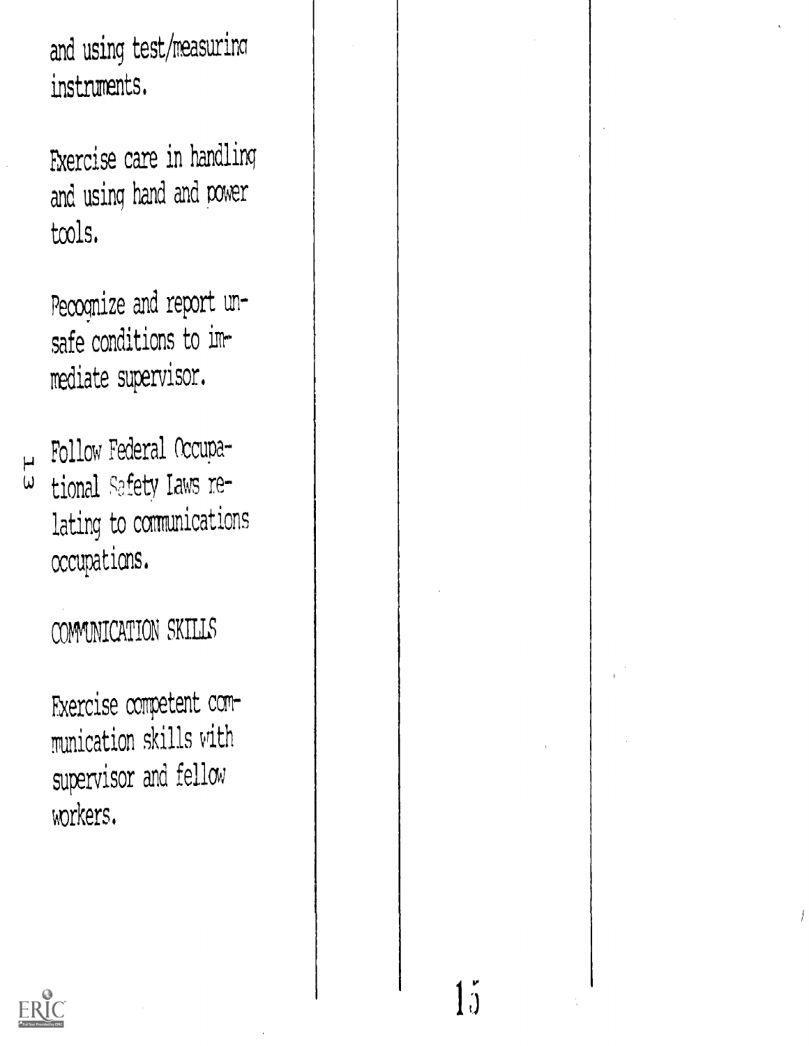and using test/measuring instruments.

Exercise care in handling and using hand and power tools.

Recognize and report unsafe conditions to immediate supervisor.

Follow Federal Occupational Safety Laws relating to communications occupations.

COMMUNICATION SKILLS

Exercise competent communication skills with supervisor and fellow workers.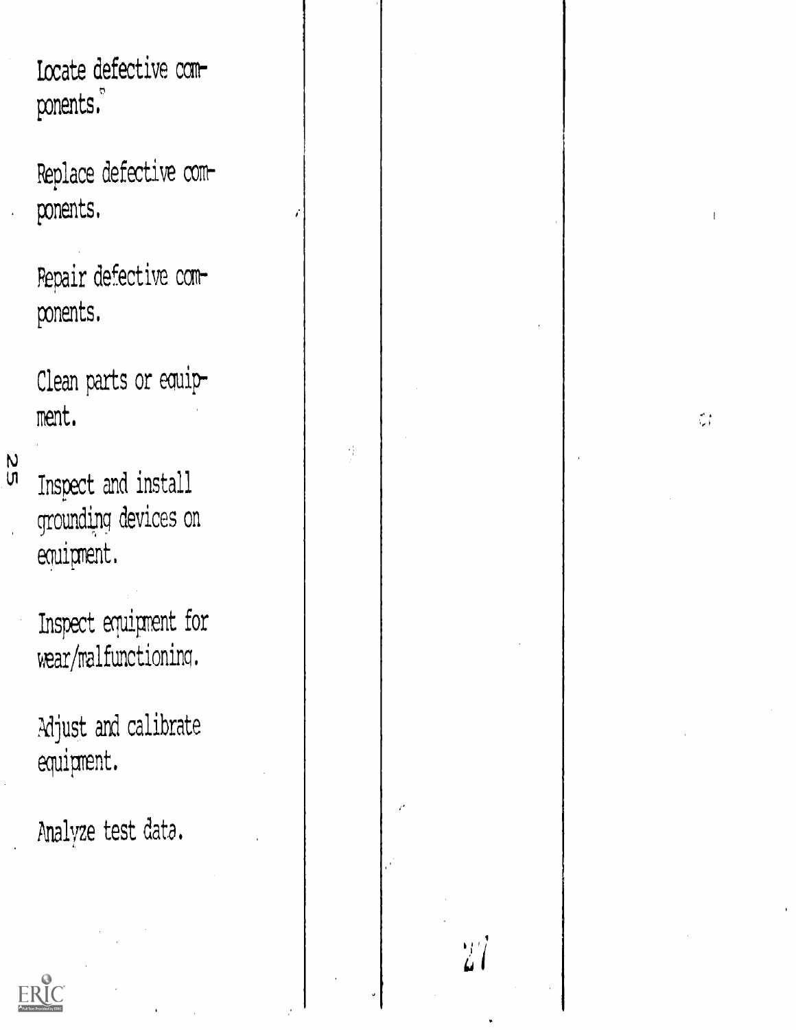| | | | |
|---|---|---|---|
| Locate defective components. | | | |
| Replace defective components. | | | |
| Repair defective components. | | | |
| Clean parts or equipment. | | | |
| Inspect and install grounding devices on equipment. | | | |
| Inspect equipment for wear/malfunctioning. | | | |
| Adjust and calibrate equipment. | | | |
| Analyze test data. | | | |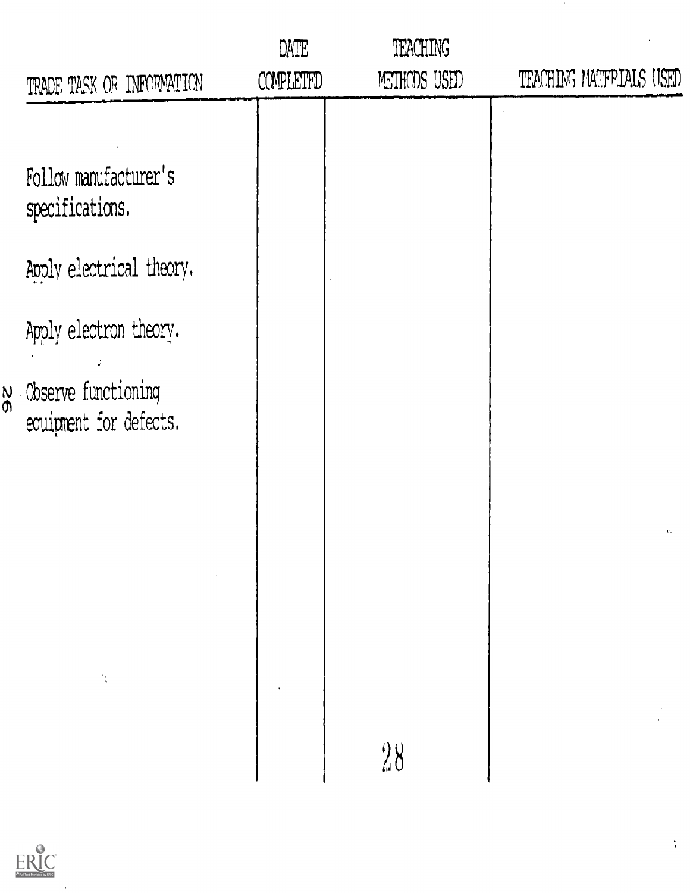| TRADE TASK OR INFORMATION | DATE COMPLETED | TEACHING METHODS USED | TEACHING MATERIALS USED |
|---|---|---|---|
| Follow manufacturer's specifications. | | | |
| Apply electrical theory. | | | |
| Apply electron theory. | | | |
| Observe functioning equipment for defects. | | | |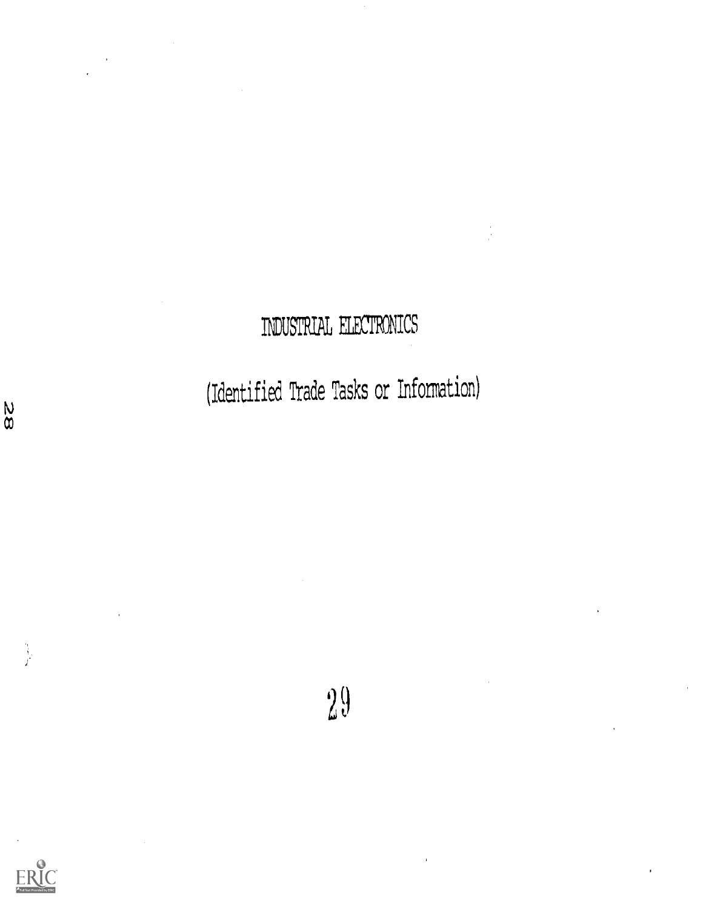# INDUSTRIAL ELECTRONICS

(Identified Trade Tasks or Information)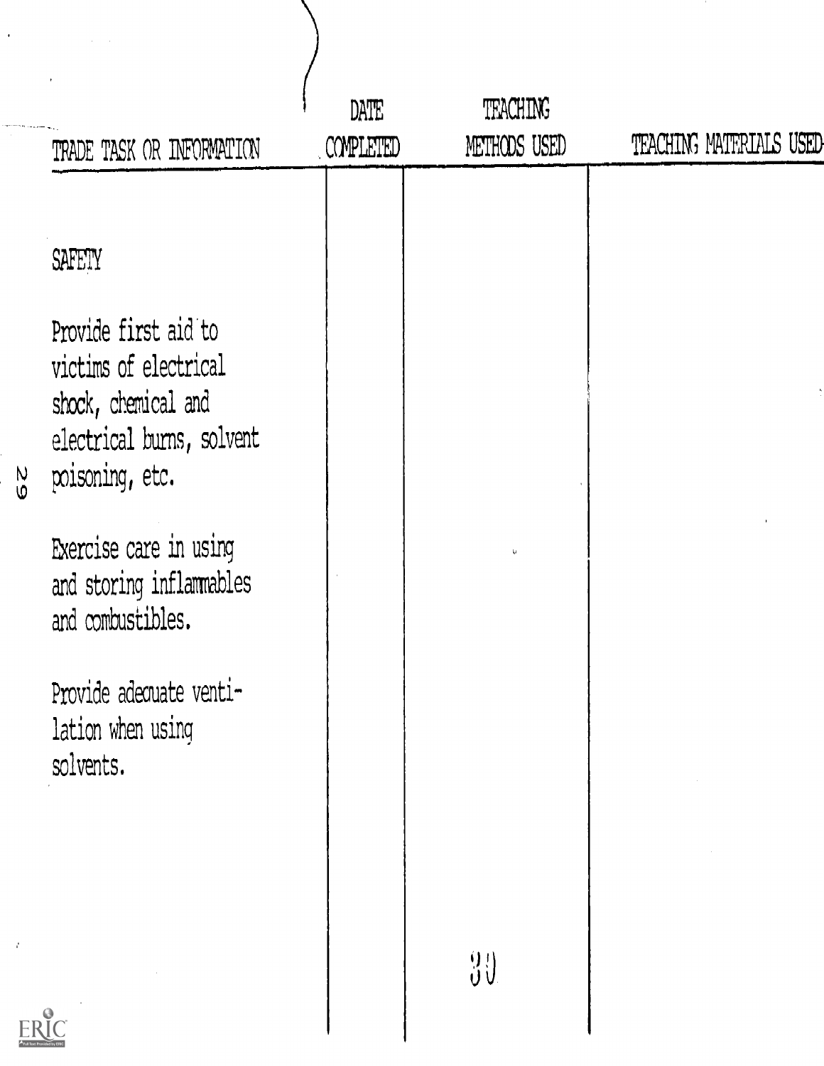| TRADE TASK OR INFORMATION | DATE COMPLETED | TEACHING METHODS USED | TEACHING MATERIALS USED |
|---|---|---|---|
| SAFETY | | | |
| Provide first aid to victims of electrical shock, chemical and electrical burns, solvent poisoning, etc. | | | |
| Exercise care in using and storing inflammables and combustibles. | | | |
| Provide adequate ventilation when using solvents. | | | |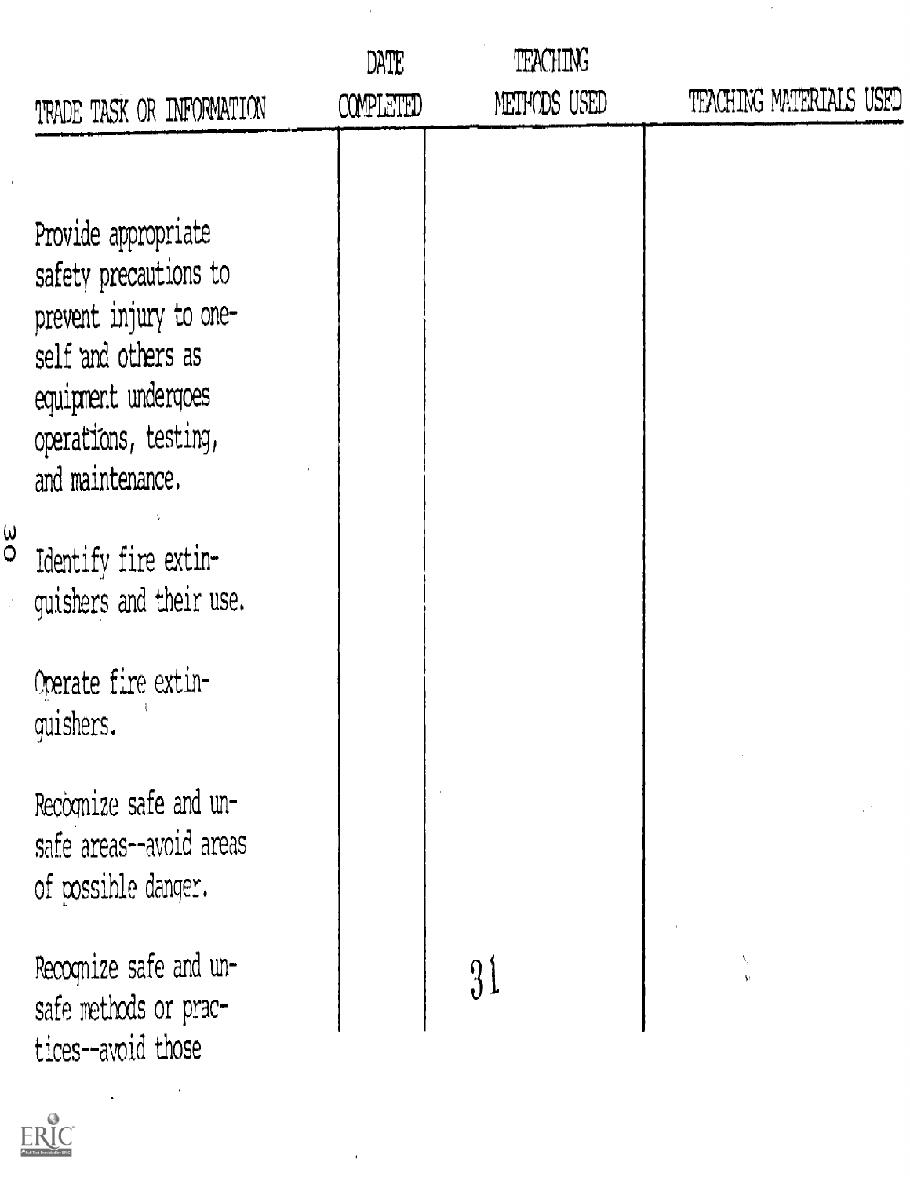| TRADE TASK OR INFORMATION | DATE COMPLETED | TEACHING METHODS USED | TEACHING MATERIALS USED |
|---|---|---|---|
| Provide appropriate safety precautions to prevent injury to oneself and others as equipment undergoes operations, testing, and maintenance. | | | |
| Identify fire extinguishers and their use. | | | |
| Operate fire extinguishers. | | | |
| Recognize safe and unsafe areas--avoid areas of possible danger. | | | |
| Recognize safe and unsafe methods or practices--avoid those | | | |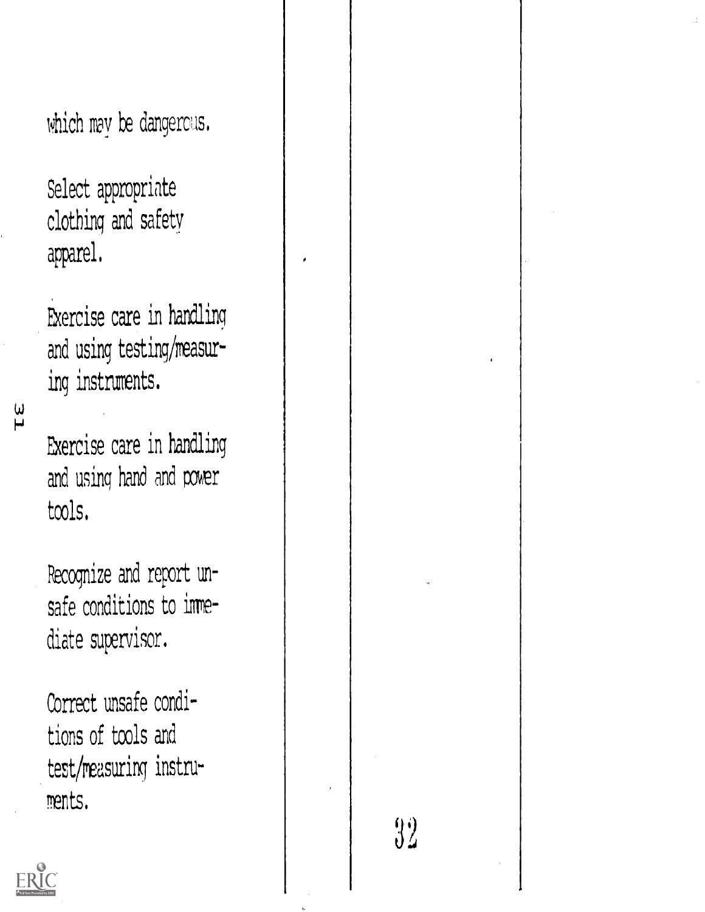which may be dangerous.

Select appropriate clothing and safety apparel.

Exercise care in handling and using testing/measuring instruments.

Exercise care in handling and using hand and power tools.

Recognize and report unsafe conditions to immediate supervisor.

Correct unsafe conditions of tools and test/measuring instruments.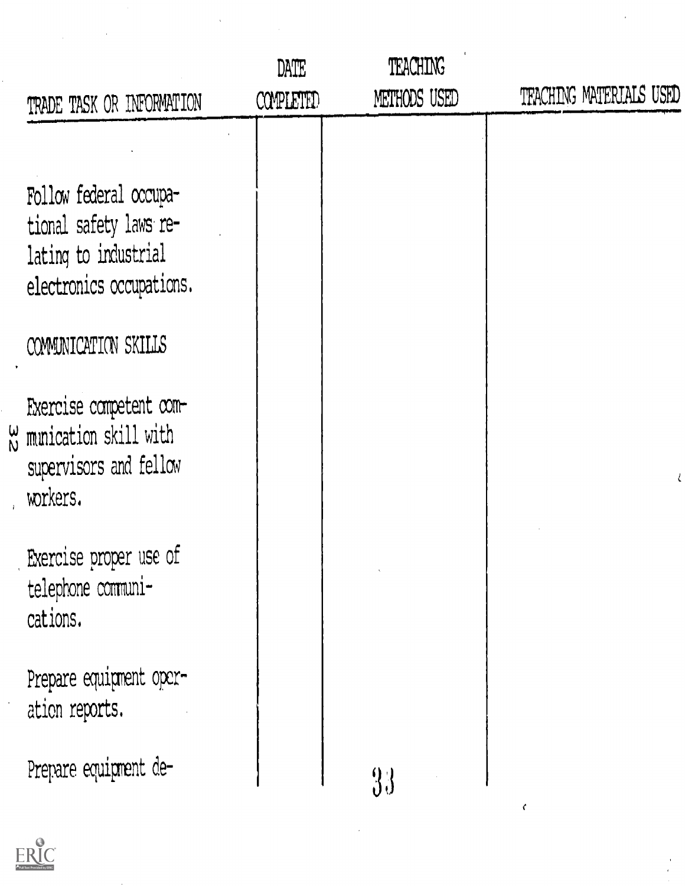| TRADE TASK OR INFORMATION | DATE COMPLETED | TEACHING METHODS USED | TEACHING MATERIALS USED |
|---|---|---|---|
| Follow federal occupational safety laws relating to industrial electronics occupations. | | | |
| COMMUNICATION SKILLS | | | |
| Exercise competent communication skill with supervisors and fellow workers. | | | |
| Exercise proper use of telephone communications. | | | |
| Prepare equipment operation reports. | | | |
| Prepare equipment de- | | | |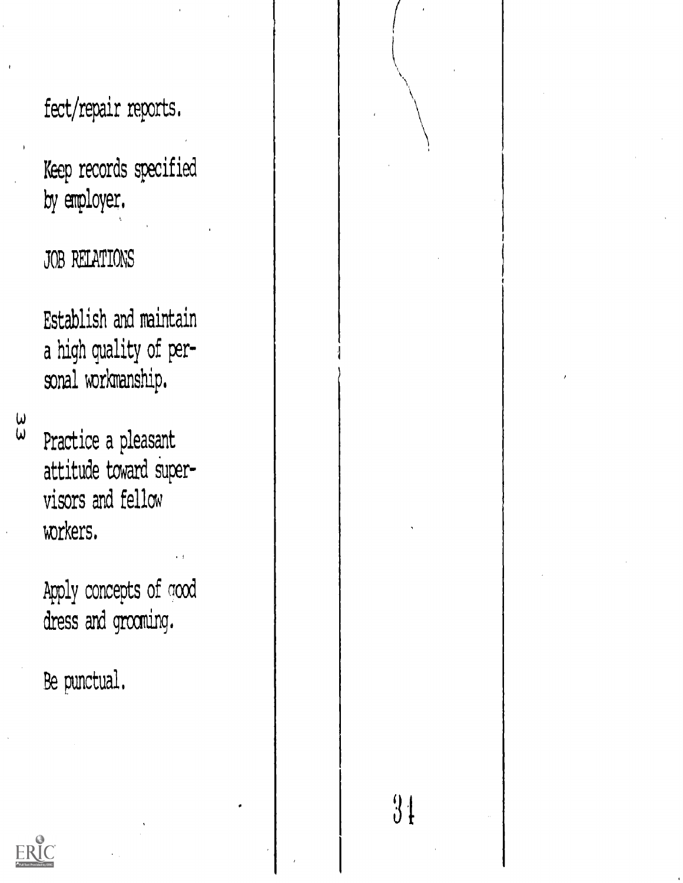fect/repair reports.

Keep records specified by employer.

JOB RELATIONS

Establish and maintain a high quality of personal workmanship.

Practice a pleasant attitude toward supervisors and fellow workers.

Apply concepts of good dress and grooming.

Be punctual.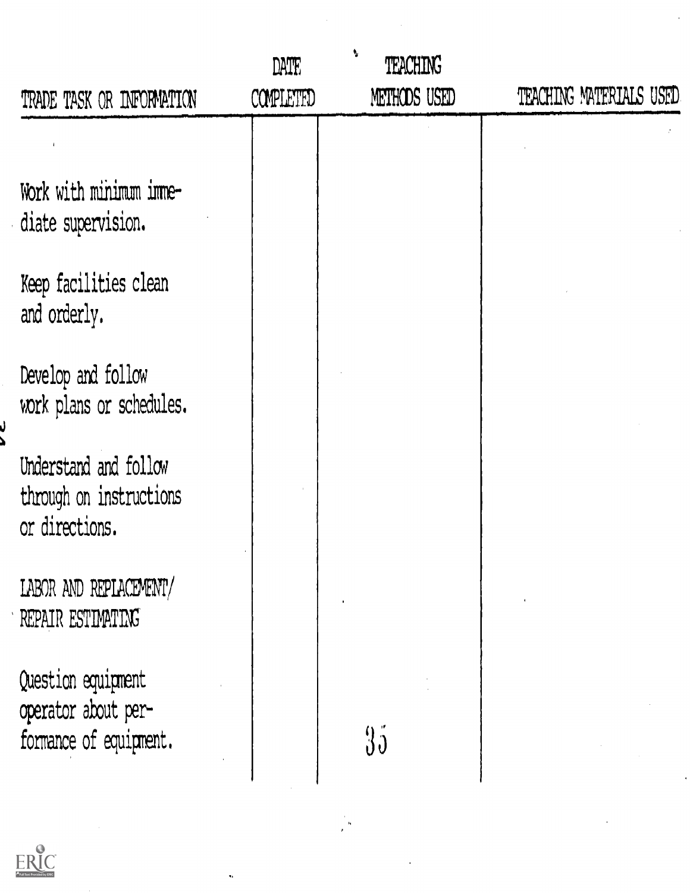| TRADE TASK OR INFORMATION | DATE COMPLETED | TEACHING METHODS USED | TEACHING MATERIALS USED |
|---|---|---|---|
| Work with minimum immediate supervision. | | | |
| Keep facilities clean and orderly. | | | |
| Develop and follow work plans or schedules. | | | |
| Understand and follow through on instructions or directions. | | | |
| LABOR AND REPLACEMENT/ REPAIR ESTIMATING | | | |
| Question equipment operator about performance of equipment. | | | |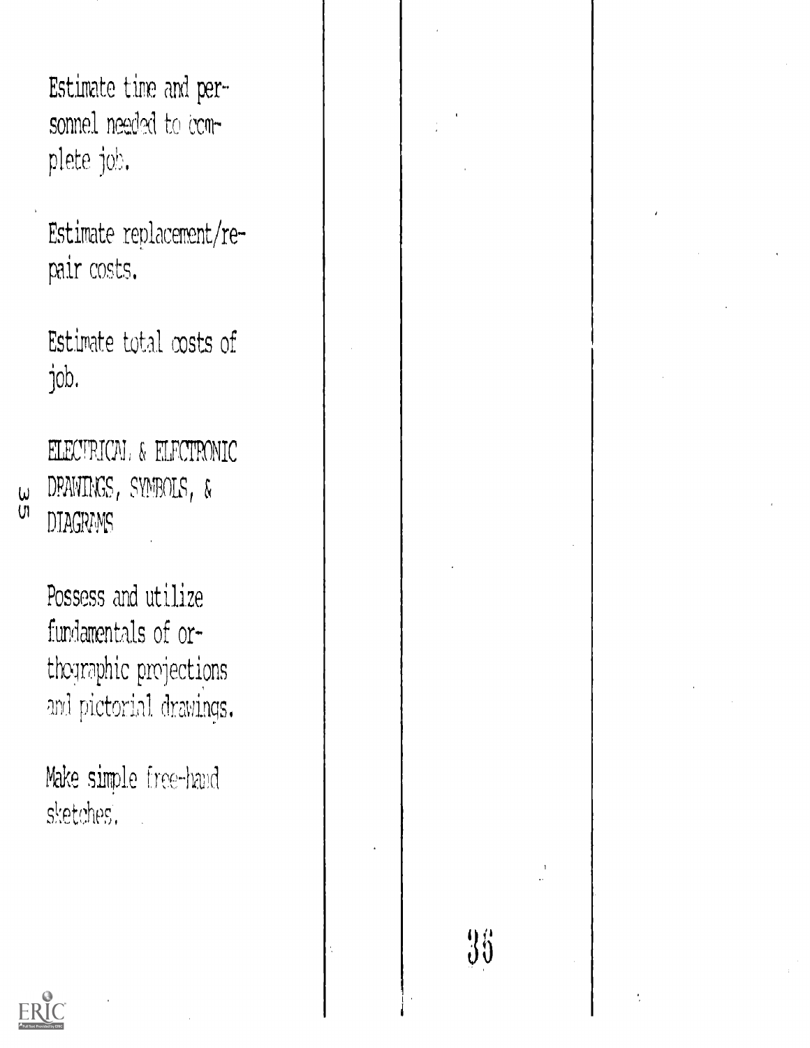Estimate time and personnel needed to complete job.

Estimate replacement/repair costs.

Estimate total costs of job.

ELECTRICAL & ELECTRONIC DRAWINGS, SYMBOLS, & DIAGRAMS

Possess and utilize fundamentals of orthographic projections and pictorial drawings.

Make simple free-hand sketches.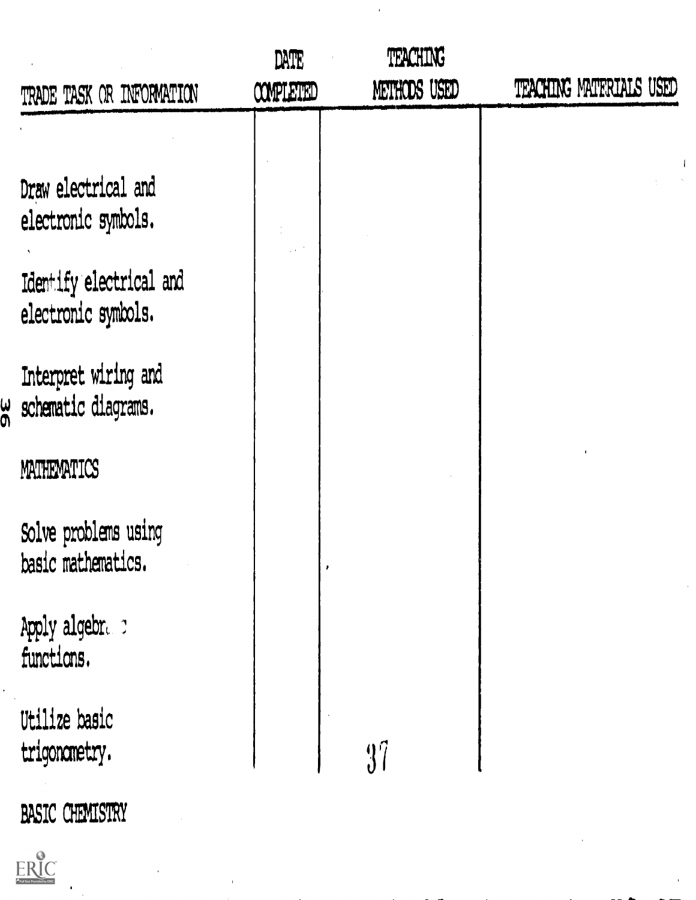| TRADE TASK OR INFORMATION | DATE COMPLETED | TEACHING METHODS USED | TEACHING MATERIALS USED |
|---|---|---|---|
| Draw electrical and electronic symbols. | | | |
| Identify electrical and electronic symbols. | | | |
| Interpret wiring and schematic diagrams. | | | |
| MATHEMATICS | | | |
| Solve problems using basic mathematics. | | | |
| Apply algebraic functions. | | | |
| Utilize basic trigonometry. | | | |

BASIC CHEMISTRY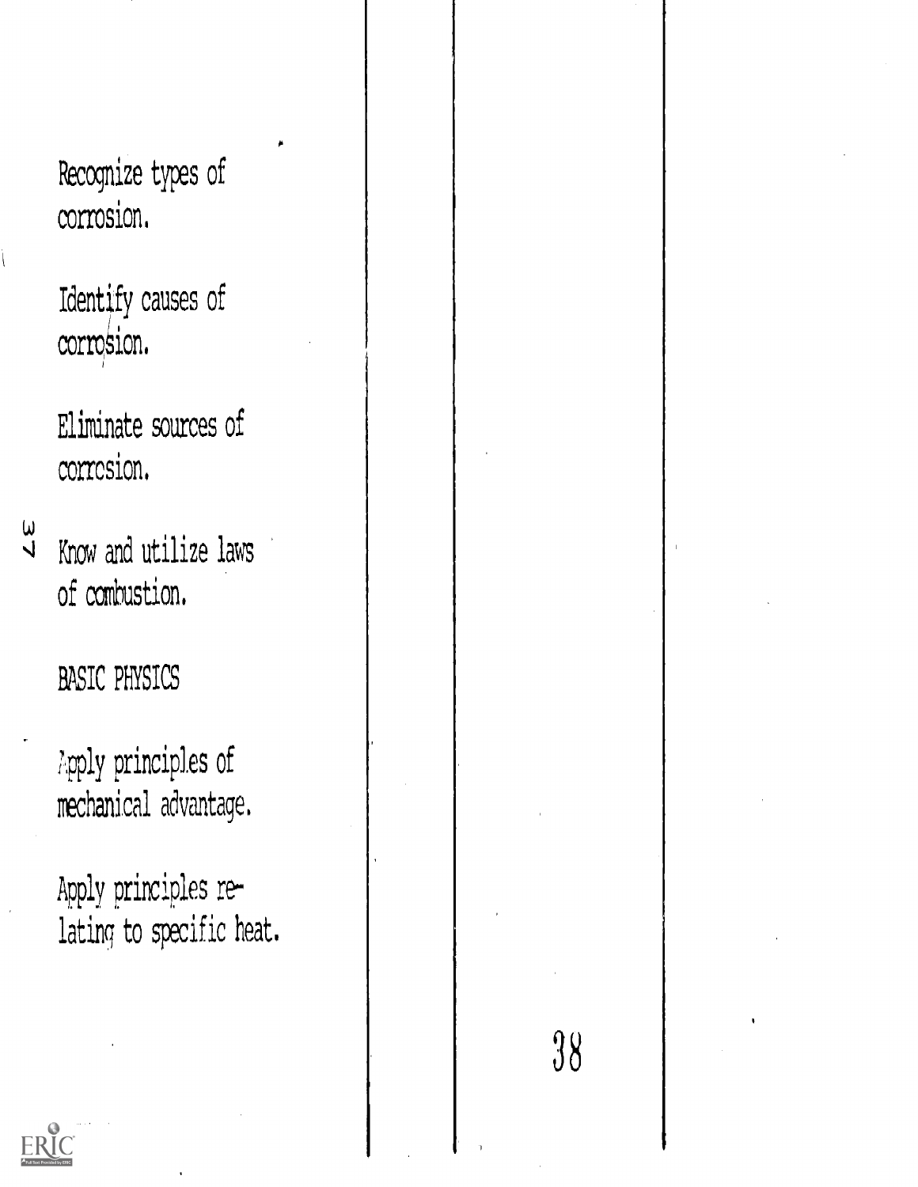Recognize types of corrosion.

Identify causes of corrosion.

Eliminate sources of corrosion.

Know and utilize laws of combustion.

BASIC PHYSICS

Apply principles of mechanical advantage.

Apply principles relating to specific heat.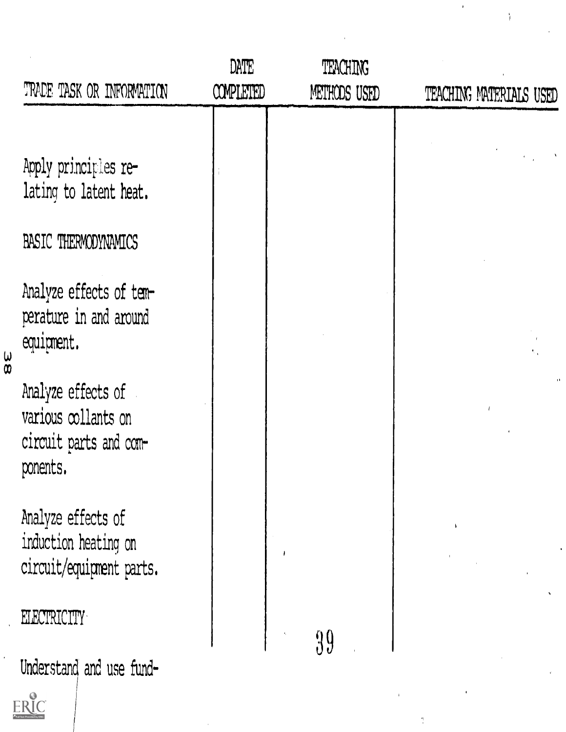| TRADE TASK OR INFORMATION | DATE COMPLETED | TEACHING METHODS USED | TEACHING MATERIALS USED |
|---|---|---|---|
| Apply principles relating to latent heat. | | | |
| BASIC THERMODYNAMICS | | | |
| Analyze effects of temperature in and around equipment. | | | |
| Analyze effects of various collants on circuit parts and components. | | | |
| Analyze effects of induction heating on circuit/equipment parts. | | | |
| ELECTRICITY | | | |
| Understand and use fund- | | | |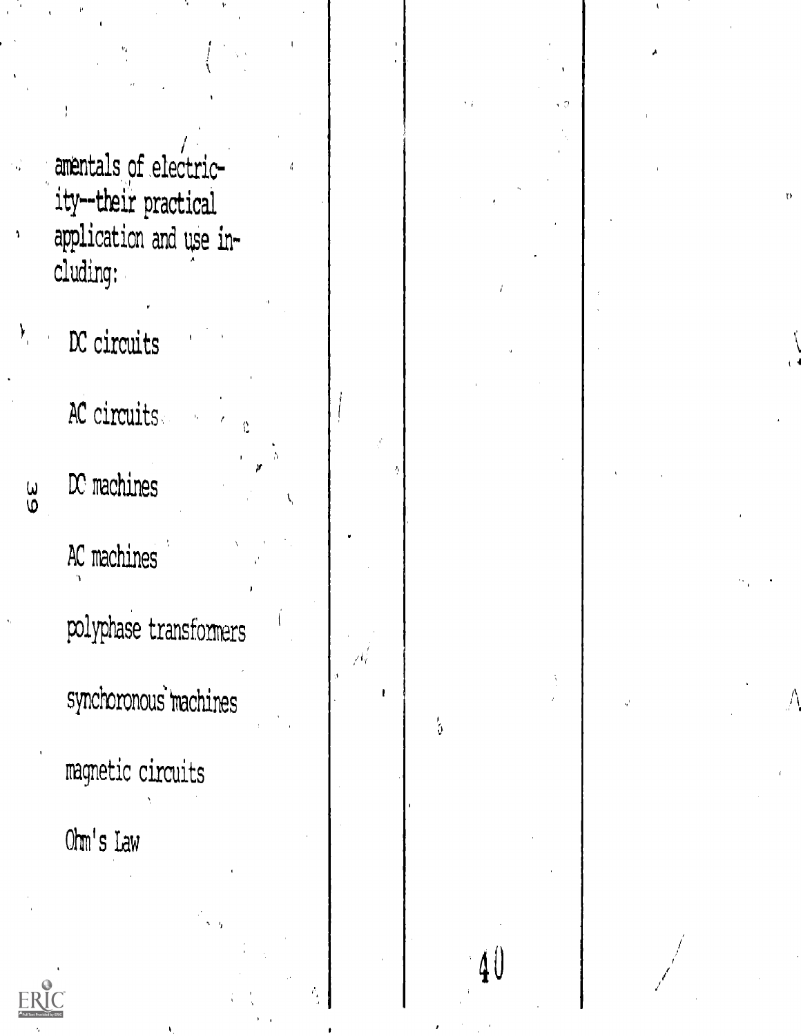amentals of electricity--their practical application and use including:

DC circuits

AC circuits

DC machines

AC machines

polyphase transformers

synchoronous machines

magnetic circuits

Ohm's Law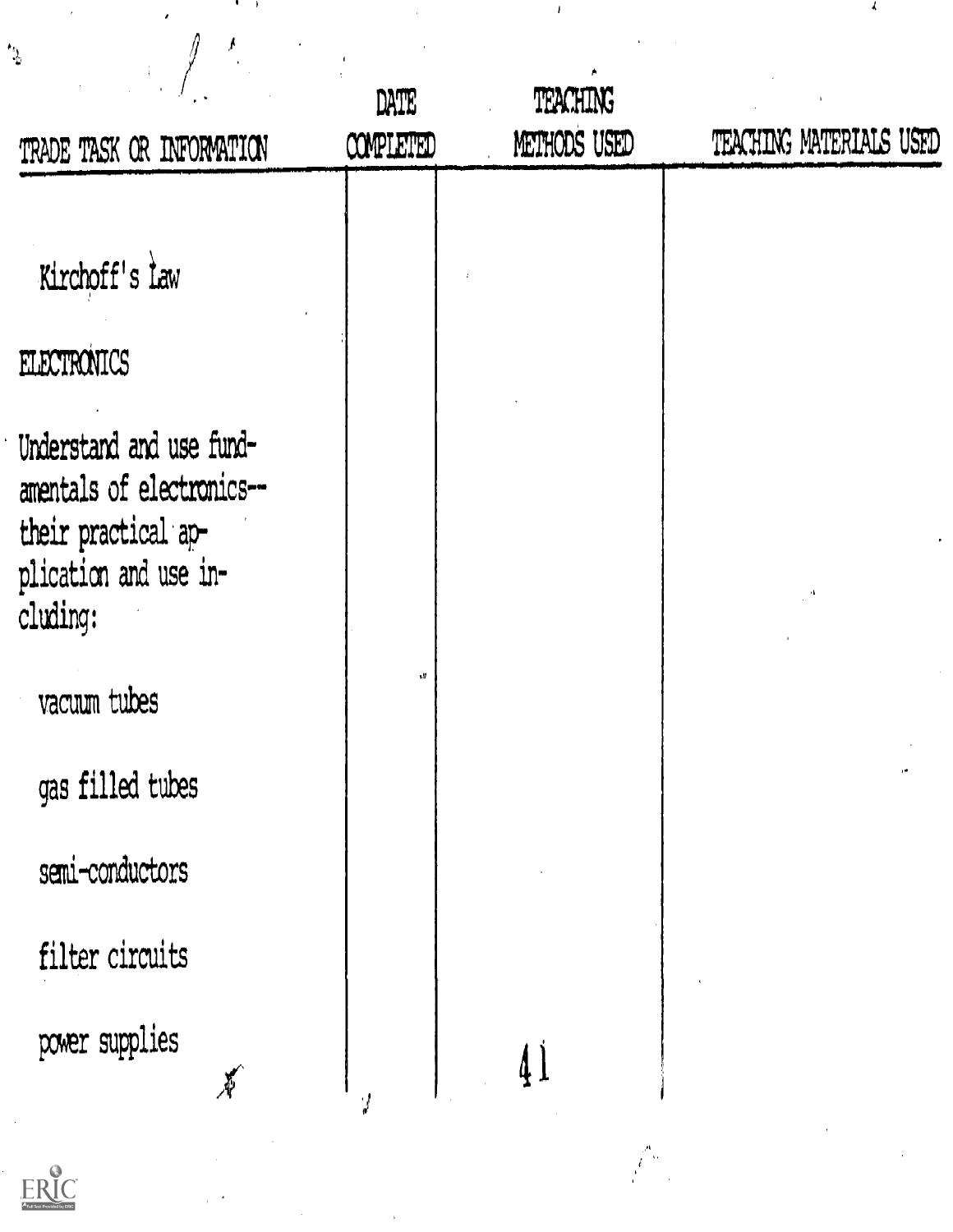| TRADE TASK OR INFORMATION | DATE COMPLETED | TEACHING METHODS USED | TEACHING MATERIALS USED |
|---|---|---|---|
| Kirchoff's Law | | | |
| ELECTRONICS | | | |
| Understand and use fundamentals of electronics--their practical application and use including: | | | |
| vacuum tubes | | | |
| gas filled tubes | | | |
| semi-conductors | | | |
| filter circuits | | | |
| power supplies | | | |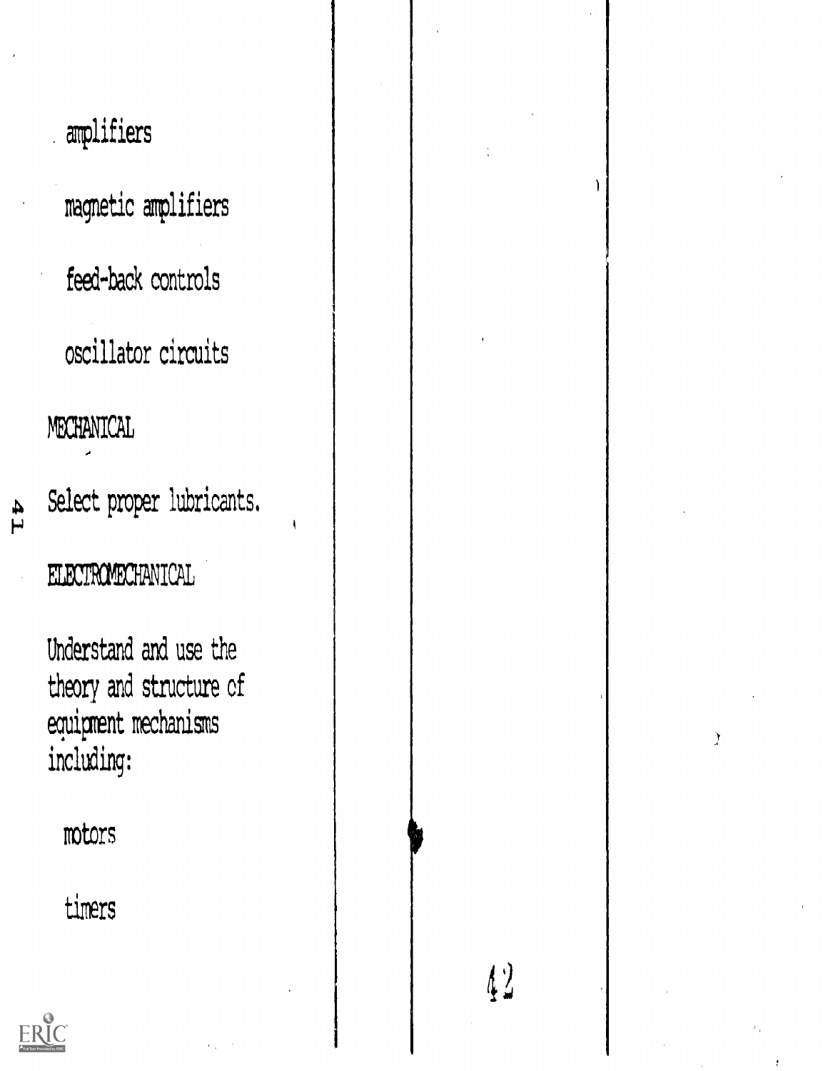amplifiers

magnetic amplifiers

feed-back controls

oscillator circuits

MECHANICAL

Select proper lubricants.

ELECTROMECHANICAL

Understand and use the theory and structure of equipment mechanisms including:

motors

timers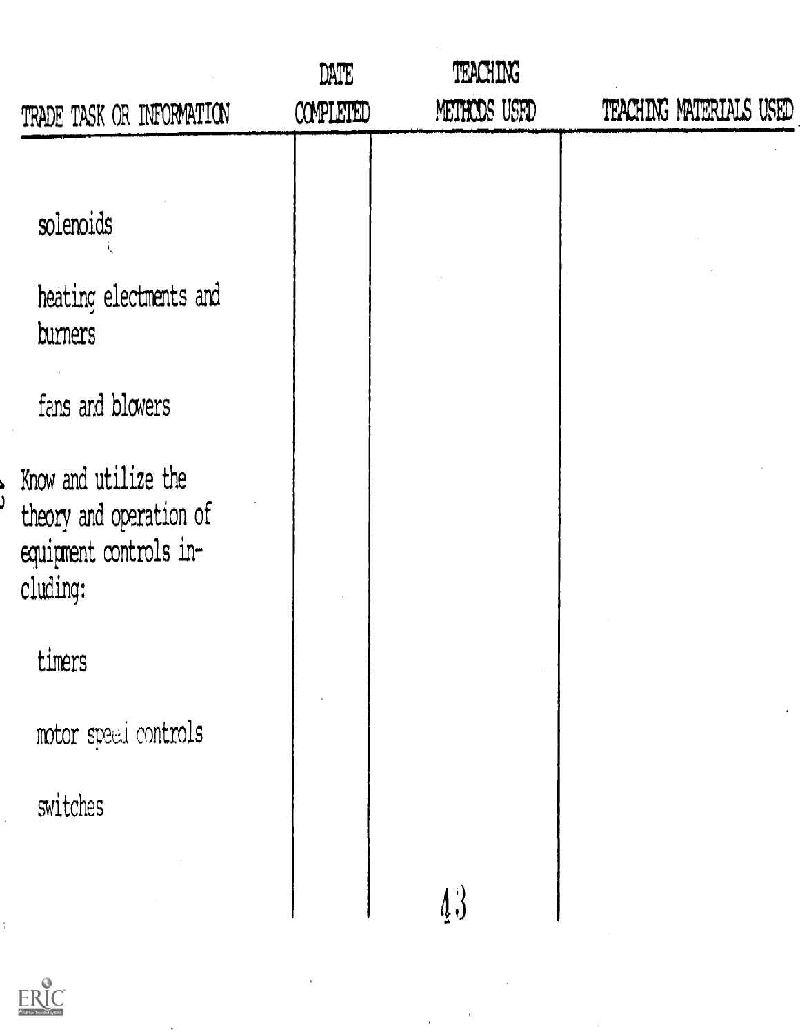| TRADE TASK OR INFORMATION | DATE COMPLETED | TEACHING METHODS USED | TEACHING MATERIALS USED |
|---|---|---|---|
| solenoids | | | |
| heating electments and burners | | | |
| fans and blowers | | | |
| Know and utilize the theory and operation of equipment controls including: | | | |
| timers | | | |
| motor speed controls | | | |
| switches | | | |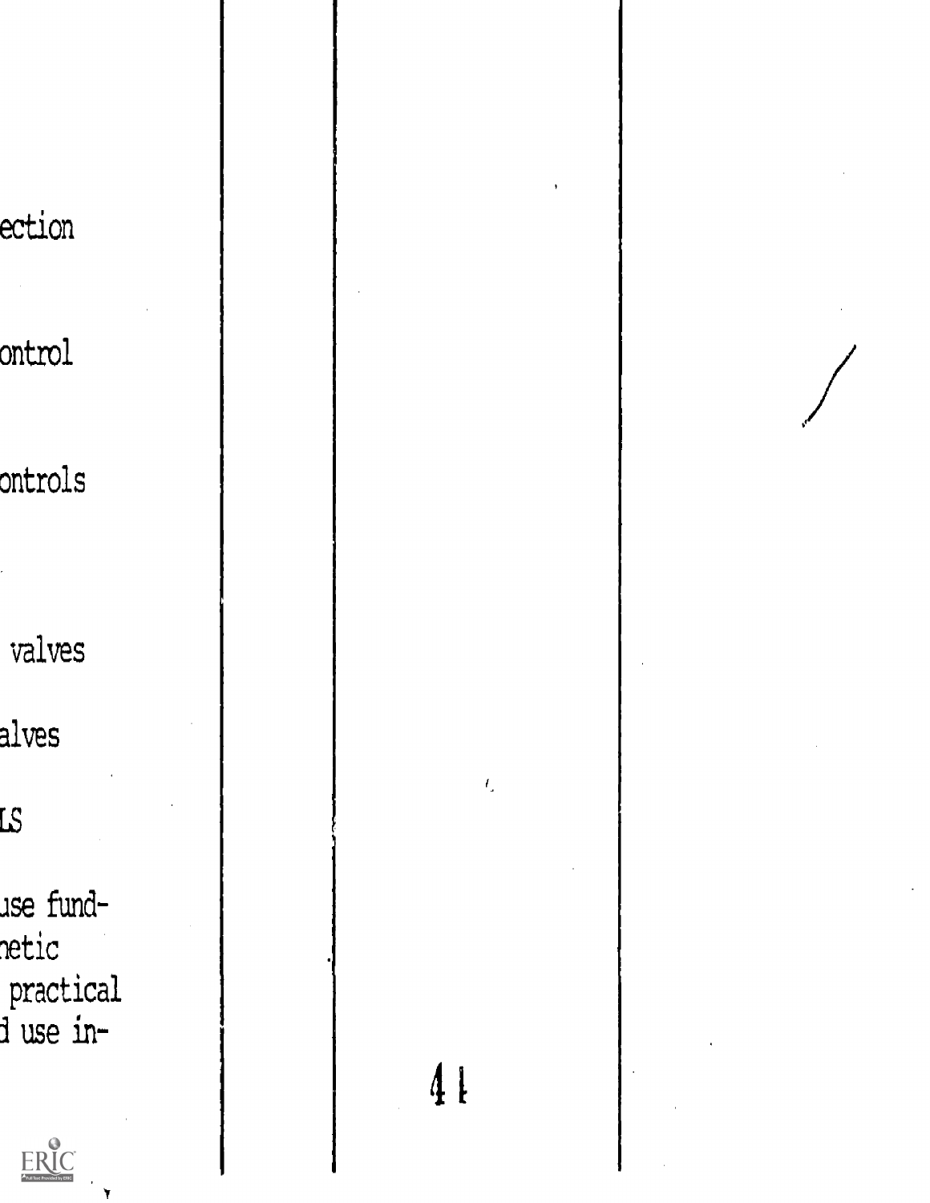ection

ontrol

ontrols

valves

alves

LS

use fund-
netic
practical
d use in-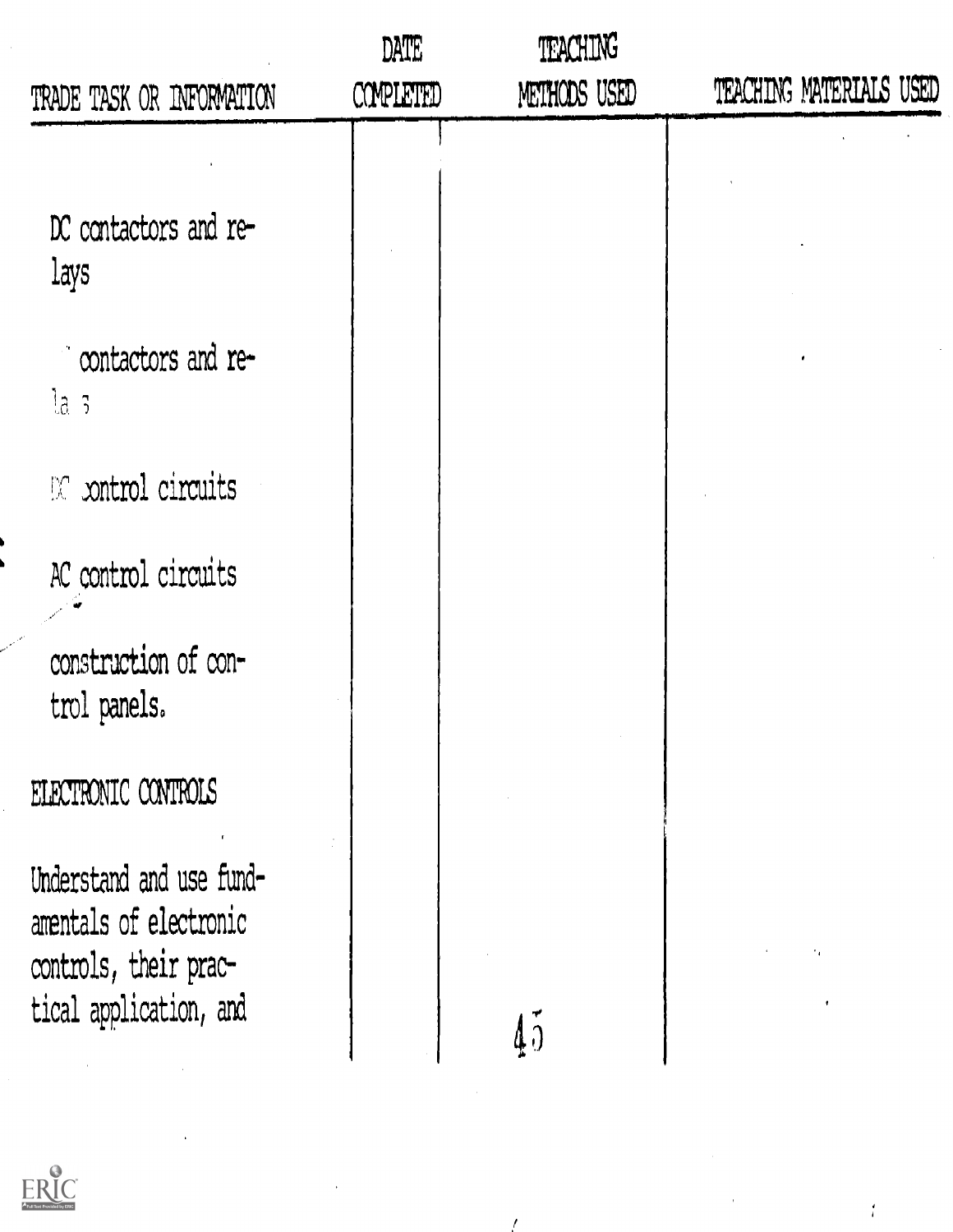| TRADE TASK OR INFORMATION | DATE COMPLETED | TEACHING METHODS USED | TEACHING MATERIALS USED |
|---|---|---|---|
| DC contactors and relays | | | |
| contactors and relays | | | |
| DC control circuits | | | |
| AC control circuits | | | |
| construction of control panels. | | | |
| ELECTRONIC CONTROLS | | | |
| Understand and use fundamentals of electronic controls, their practical application, and | | | |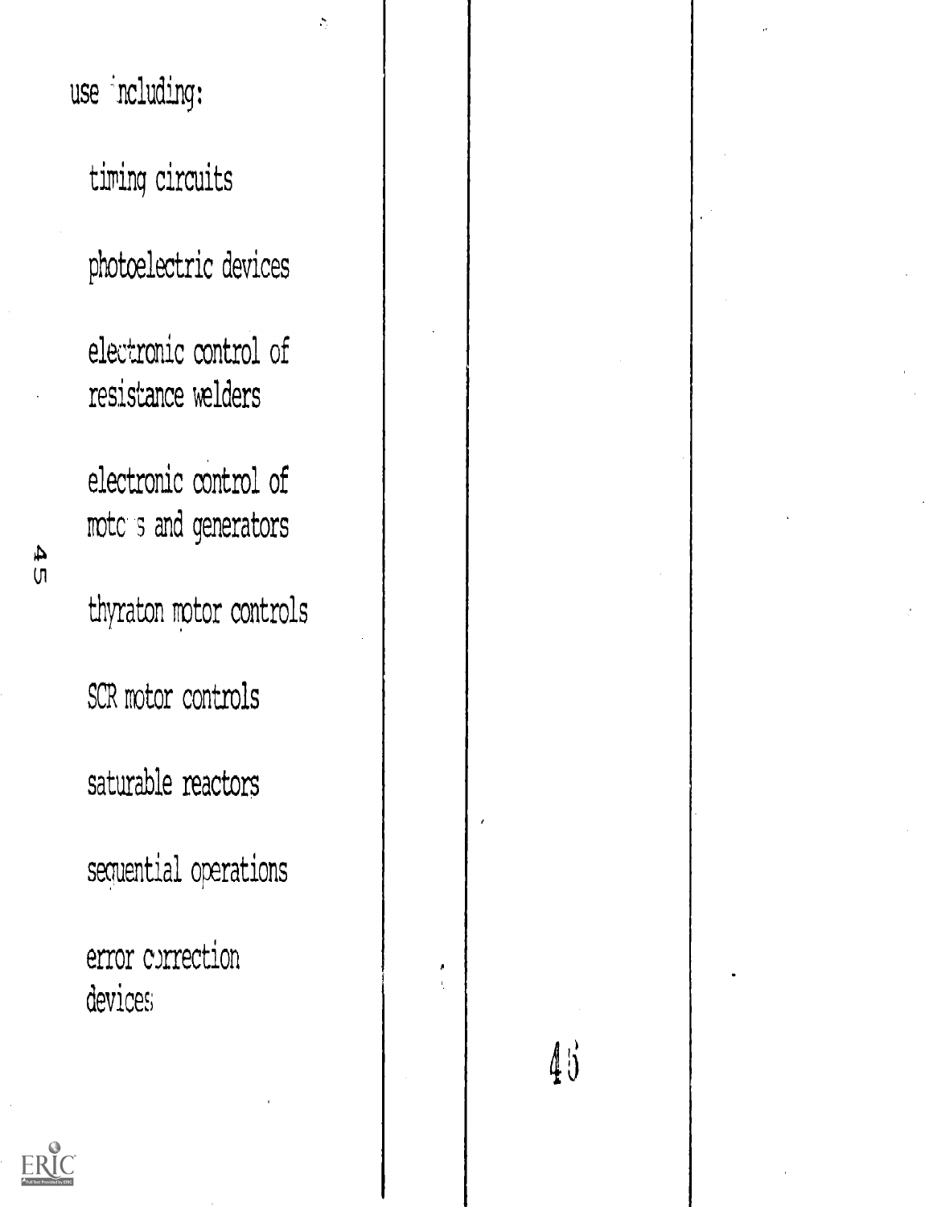use including:

timing circuits

photoelectric devices

electronic control of resistance welders

electronic control of motors and generators

thyraton motor controls

SCR motor controls

saturable reactors

sequential operations

error correction devices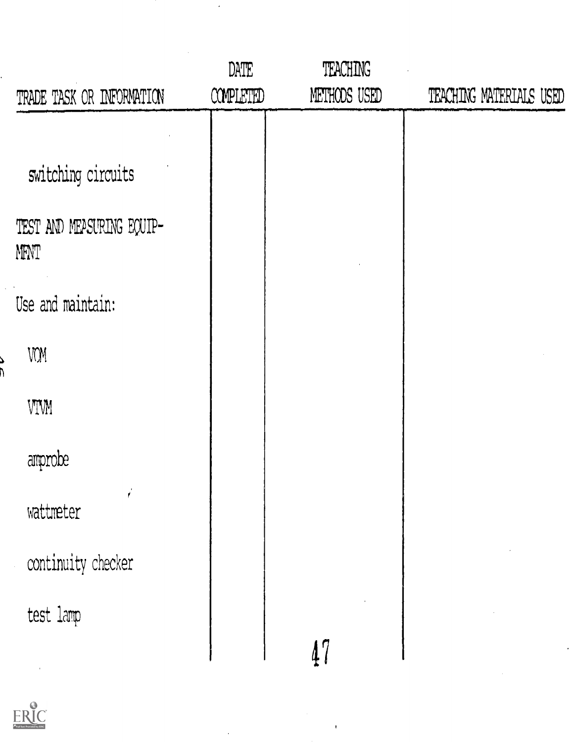| TRADE TASK OR INFORMATION | DATE COMPLETED | TEACHING METHODS USED | TEACHING MATERIALS USED |
|---|---|---|---|
| switching circuits | | | |
| TEST AND MEASURING EQUIP-MENT | | | |
| Use and maintain: | | | |
| VOM | | | |
| VTVM | | | |
| amprobe | | | |
| wattmeter | | | |
| continuity checker | | | |
| test lamp | | | |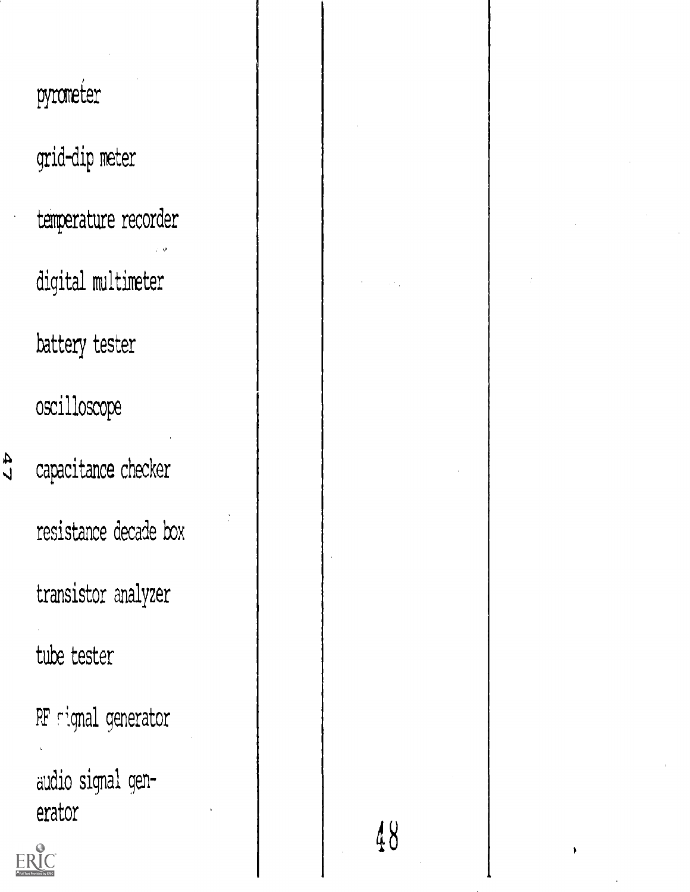| | | |
|---|---|---|
| pyrometer | | |
| grid-dip meter | | |
| temperature recorder | | |
| digital multimeter | | |
| battery tester | | |
| oscilloscope | | |
| capacitance checker | | |
| resistance decade box | | |
| transistor analyzer | | |
| tube tester | | |
| RF signal generator | | |
| audio signal generator | | |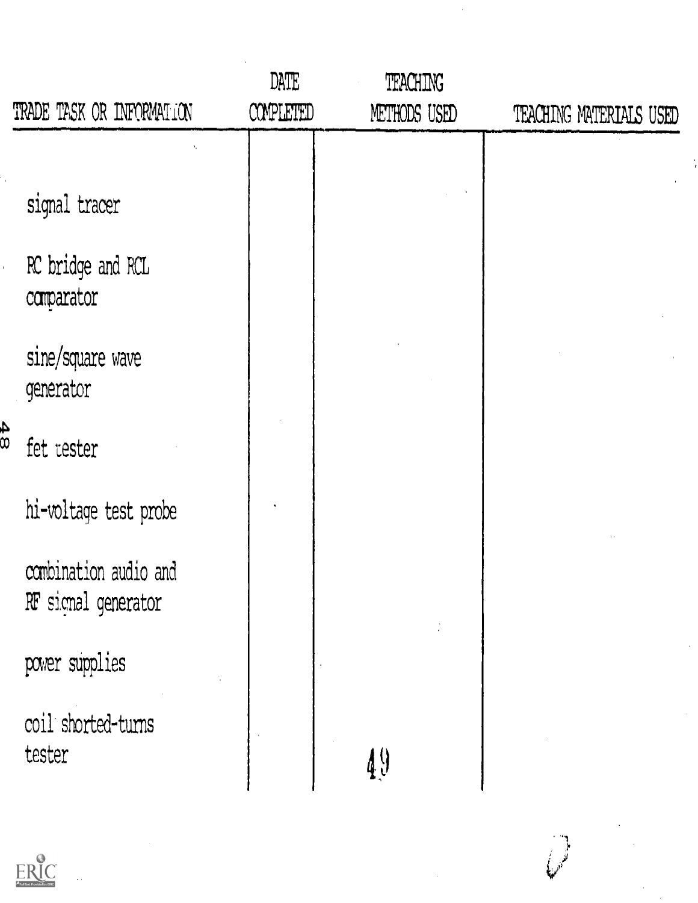| TRADE TASK OR INFORMATION | DATE COMPLETED | TEACHING METHODS USED | TEACHING MATERIALS USED |
|---|---|---|---|
| signal tracer | | | |
| RC bridge and RCL comparator | | | |
| sine/square wave generator | | | |
| fet tester | | | |
| hi-voltage test probe | | | |
| combination audio and RF signal generator | | | |
| power supplies | | | |
| coil shorted-turns tester | | | |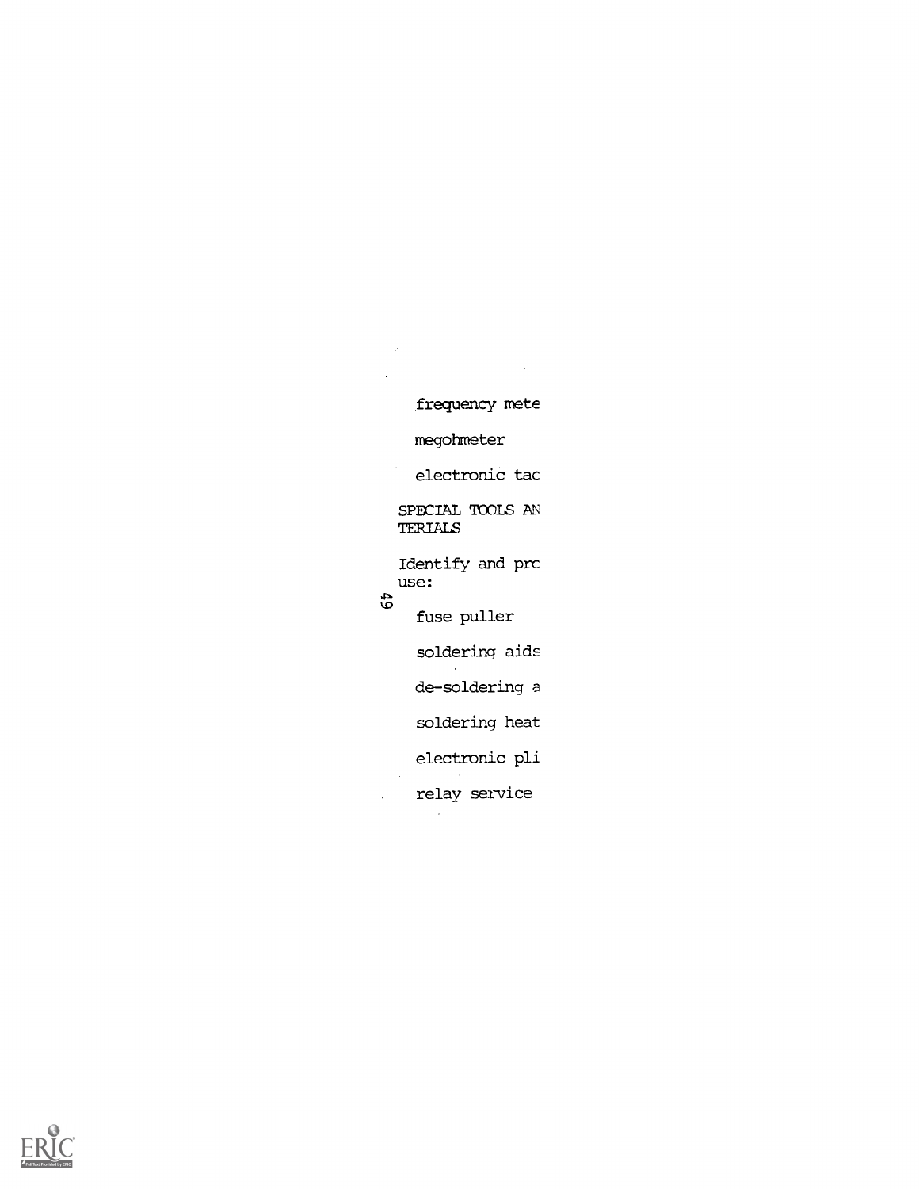frequency mete

megohmeter

electronic tac

SPECIAL TOOLS AN
TERIALS

Identify and prc
use:

fuse puller

soldering aids

de-soldering a

soldering heat

electronic pli

relay service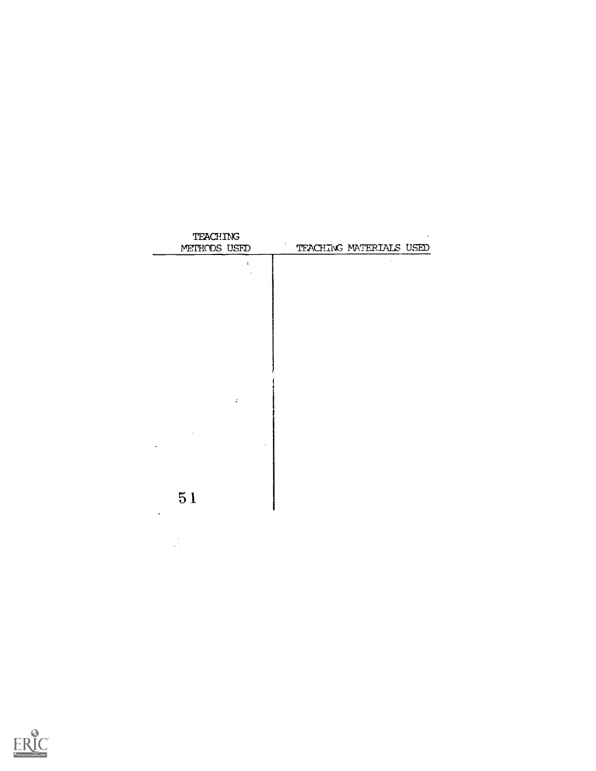| TEACHING METHODS USED | TEACHING MATERIALS USED |
| --- | --- |
| | |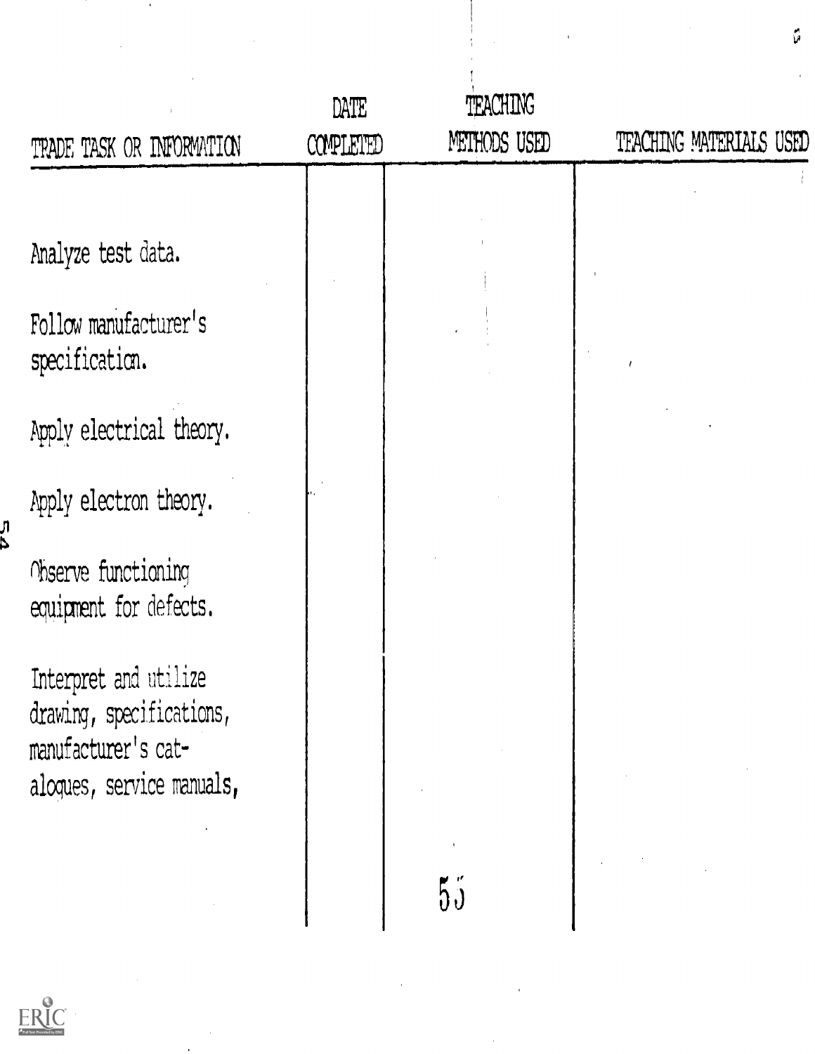| TRADE TASK OR INFORMATION | DATE COMPLETED | TEACHING METHODS USED | TEACHING MATERIALS USED |
|---|---|---|---|
| Analyze test data. | | | |
| Follow manufacturer's specification. | | | |
| Apply electrical theory. | | | |
| Apply electron theory. | | | |
| Observe functioning equipment for defects. | | | |
| Interpret and utilize drawing, specifications, manufacturer's cat-aloques, service manuals, | | | |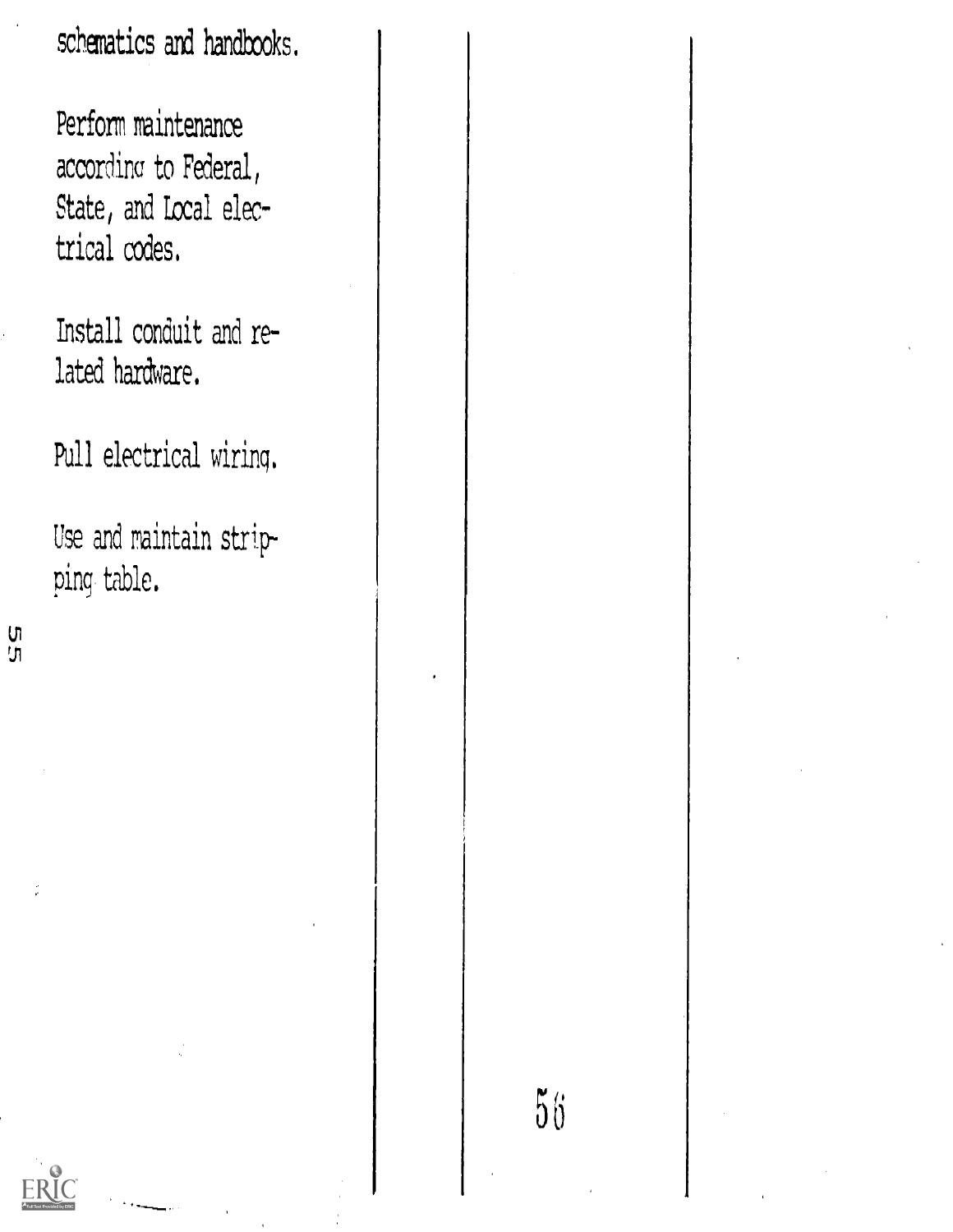schematics and handbooks.

Perform maintenance according to Federal, State, and Local electrical codes.

Install conduit and related hardware.

Pull electrical wiring.

Use and maintain stripping table.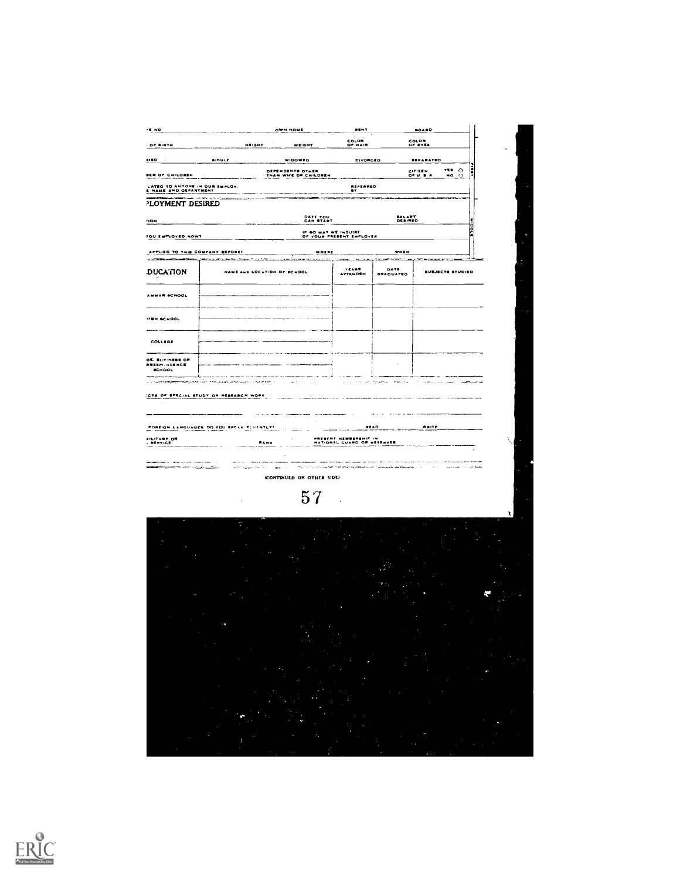| ...E NO | OWN HOME | RENT | BOARD |
| --- | --- | --- | --- |
| ... OF BIRTH | HEIGHT | WEIGHT | COLOR OF HAIR | COLOR OF EYES |

...IED SINGLE WIDOWED DIVORCED SEPARATED

...BER OF CHILDREN — DEPENDENTS OTHER THAN WIFE OR CHILDREN — CITIZEN OF U S A — YES ○ NO ○

...LATED TO ANYONE IN OUR EMPLOY, ...E NAME AND DEPARTMENT — REFERRED BY

## ...PLOYMENT DESIRED

...ION — DATE YOU CAN START — SALARY DESIRED

...YOU EMPLOYED NOW? — IF SO MAY WE INQUIRE OF YOUR PRESENT EMPLOYER

...APPLIED TO THIS COMPANY BEFORE? — WHERE — WHEN

| ...DUCATION | NAME AND LOCATION OF SCHOOL | YEARS ATTENDED | DATE GRADUATED | SUBJECTS STUDIED |
| --- | --- | --- | --- | --- |
| ...AMMAR SCHOOL | | | | |
| ...IGH SCHOOL | | | | |
| COLLEGE | | | | |
| ...DE, BUSINESS OR ...RRESPONDENCE SCHOOL | | | | |

...CTS OF SPECIAL STUDY OR RESEARCH WORK

...FOREIGN LANGUAGES DO YOU SPEAK FLUENTLY? — READ — WRITE

...ILITARY OR ... SERVICE — RANK — PRESENT MEMBERSHIP IN NATIONAL GUARD OR RESERVES

(CONTINUED ON OTHER SIDE)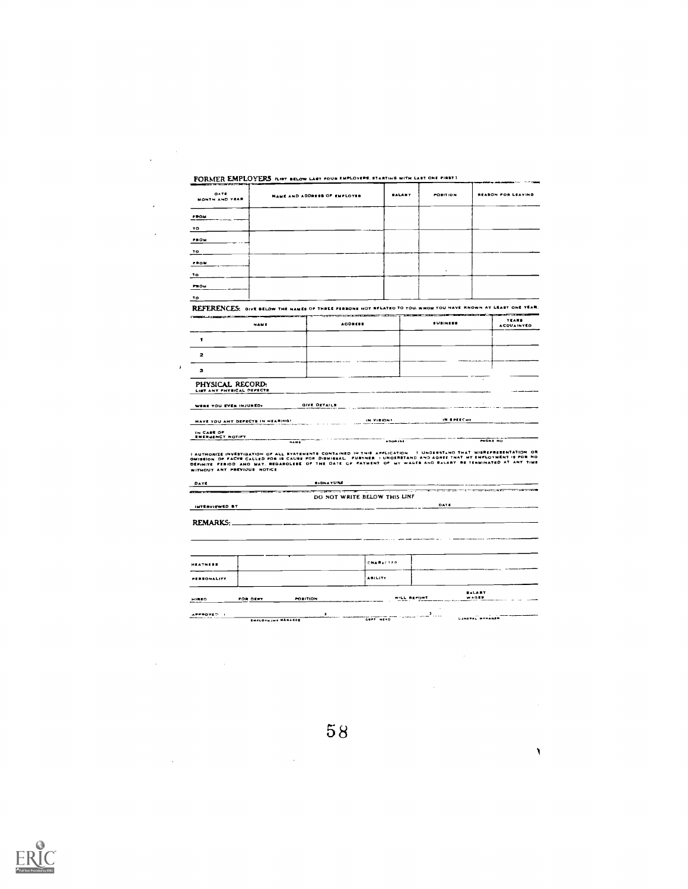## FORMER EMPLOYERS (LIST BELOW LAST FOUR EMPLOYERS, STARTING WITH LAST ONE FIRST)

| DATE MONTH AND YEAR | NAME AND ADDRESS OF EMPLOYER | SALARY | POSITION | REASON FOR LEAVING |
|---|---|---|---|---|
| FROM | | | | |
| TO | | | | |
| FROM | | | | |
| TO | | | | |
| FROM | | | | |
| TO | | | | |
| FROM | | | | |
| TO | | | | |

## REFERENCES: GIVE BELOW THE NAMES OF THREE PERSONS NOT RELATED TO YOU, WHOM YOU HAVE KNOWN AT LEAST ONE YEAR.

| | NAME | ADDRESS | BUSINESS | YEARS ACQUAINTED |
|---|---|---|---|---|
| 1 | | | | |
| 2 | | | | |
| 3 | | | | |

## PHYSICAL RECORD:

LIST ANY PHYSICAL DEFECTS ______

WERE YOU EVER INJURED? ______ GIVE DETAILS ______

HAVE YOU ANY DEFECTS IN HEARING? ______ IN VISION? ______ IN SPEECH? ______

IN CASE OF EMERGENCY NOTIFY ______
NAME ______ ADDRESS ______ PHONE NO. ______

I AUTHORIZE INVESTIGATION OF ALL STATEMENTS CONTAINED IN THIS APPLICATION. I UNDERSTAND THAT MISREPRESENTATION OR OMISSION OF FACTS CALLED FOR IS CAUSE FOR DISMISSAL. FURTHER I UNDERSTAND AND AGREE THAT MY EMPLOYMENT IS FOR NO DEFINITE PERIOD AND MAY, REGARDLESS OF THE DATE OF PAYMENT OF MY WAGES AND SALARY, BE TERMINATED AT ANY TIME WITHOUT ANY PREVIOUS NOTICE.

DATE ______ SIGNATURE ______

DO NOT WRITE BELOW THIS LINE

INTERVIEWED BY ______ DATE ______

REMARKS: ______

| NEATNESS | | CHARACTER | |
|---|---|---|---|
| PERSONALITY | | ABILITY | |

HIRED ______ FOR DEPT. ______ POSITION ______ WILL REPORT ______ SALARY WAGES ______

APPROVED: 1. ______ EMPLOYMENT MANAGER 2. ______ DEPT. HEAD 3. ______ GENERAL MANAGER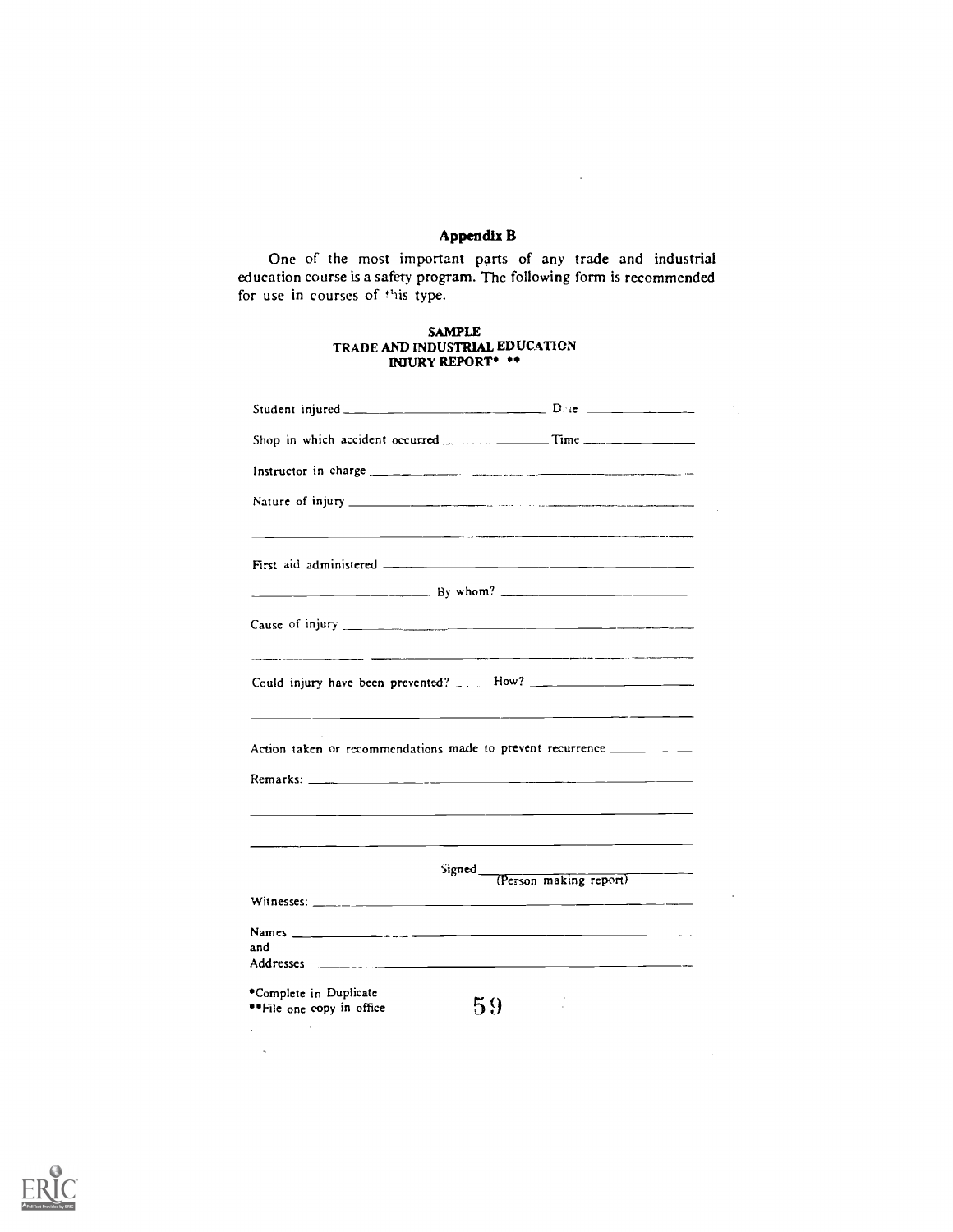## Appendix B

One of the most important parts of any trade and industrial education course is a safety program. The following form is recommended for use in courses of this type.

### SAMPLE
### TRADE AND INDUSTRIAL EDUCATION
### INJURY REPORT* **

Student injured ______________________________ Date ______________

Shop in which accident occurred ________________ Time ______________

Instructor in charge ____________________________________________

Nature of injury ________________________________________________

_______________________________________________________________

First aid administered ____________________________________________

_____________________ By whom? _________________________________

Cause of injury _________________________________________________

_______________________________________________________________

Could injury have been prevented? ____ How? ______________________

_______________________________________________________________

Action taken or recommendations made to prevent recurrence __________

Remarks: ______________________________________________________

_______________________________________________________________

_______________________________________________________________

Signed ______________________________
(Person making report)

Witnesses: _____________________________________________________

Names _________________________________________________________
and
Addresses ______________________________________________________

*Complete in Duplicate
**File one copy in office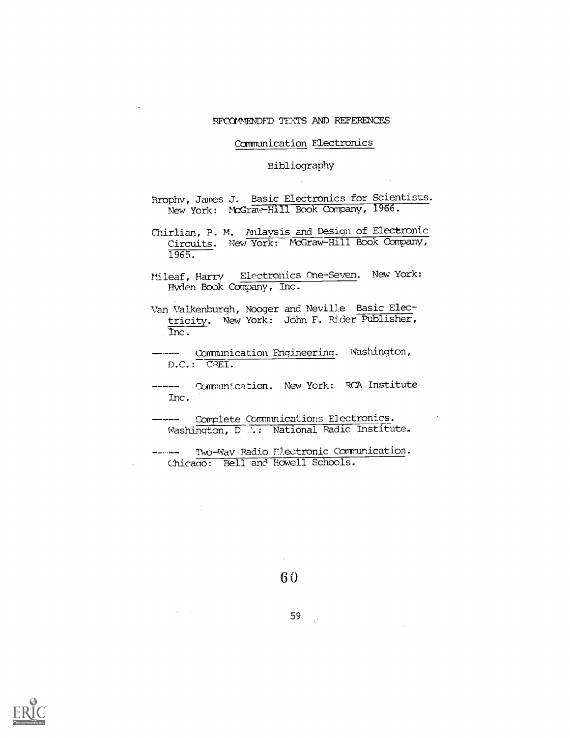# RECOMMENDED TEXTS AND REFERENCES

## Communication Electronics

### Bibliography

Brophy, James J. Basic Electronics for Scientists. New York: McGraw-Hill Book Company, 1966.

Chirlian, P. M. Anlaysis and Design of Electronic Circuits. New York: McGraw-Hill Book Company, 1965.

Mileaf, Harry Electronics One-Seven. New York: Hyden Book Company, Inc.

Van Valkenburgh, Nooger and Neville Basic Electricity. New York: John F. Rider Publisher, Inc.

----- Communication Engineering. Washington, D.C.: CREI.

----- Communication. New York: RCA Institute Inc.

----- Complete Communications Electronics. Washington, D.C.: National Radio Institute.

----- Two-Way Radio Electronic Communication. Chicago: Bell and Howell Schools.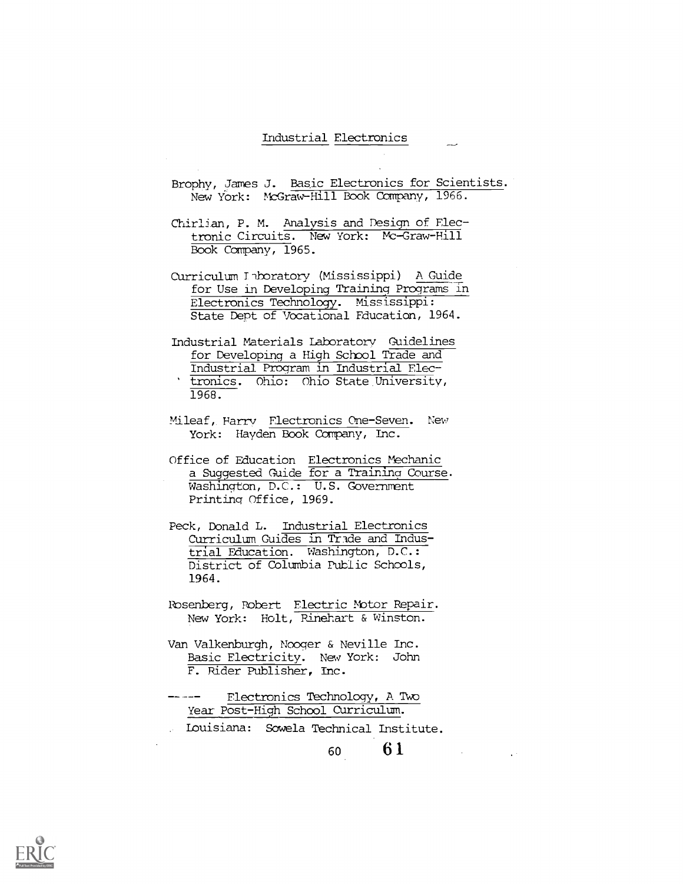## Industrial Electronics

Brophy, James J. Basic Electronics for Scientists. New York: McGraw-Hill Book Company, 1966.

Chirlian, P. M. Analysis and Design of Electronic Circuits. New York: Mc-Graw-Hill Book Company, 1965.

Curriculum Laboratory (Mississippi) A Guide for Use in Developing Training Programs in Electronics Technology. Mississippi: State Dept of Vocational Education, 1964.

Industrial Materials Laboratory Guidelines for Developing a High School Trade and Industrial Program in Industrial Electronics. Ohio: Ohio State University, 1968.

Mileaf, Harry Electronics One-Seven. New York: Hayden Book Company, Inc.

Office of Education Electronics Mechanic a Suggested Guide for a Training Course. Washington, D.C.: U.S. Government Printing Office, 1969.

Peck, Donald L. Industrial Electronics Curriculum Guides in Trade and Industrial Education. Washington, D.C.: District of Columbia Public Schools, 1964.

Rosenberg, Robert Electric Motor Repair. New York: Holt, Rinehart & Winston.

Van Valkenburgh, Nooger & Neville Inc. Basic Electricity. New York: John F. Rider Publisher, Inc.

---- Electronics Technology, A Two Year Post-High School Curriculum. Louisiana: Sowela Technical Institute.